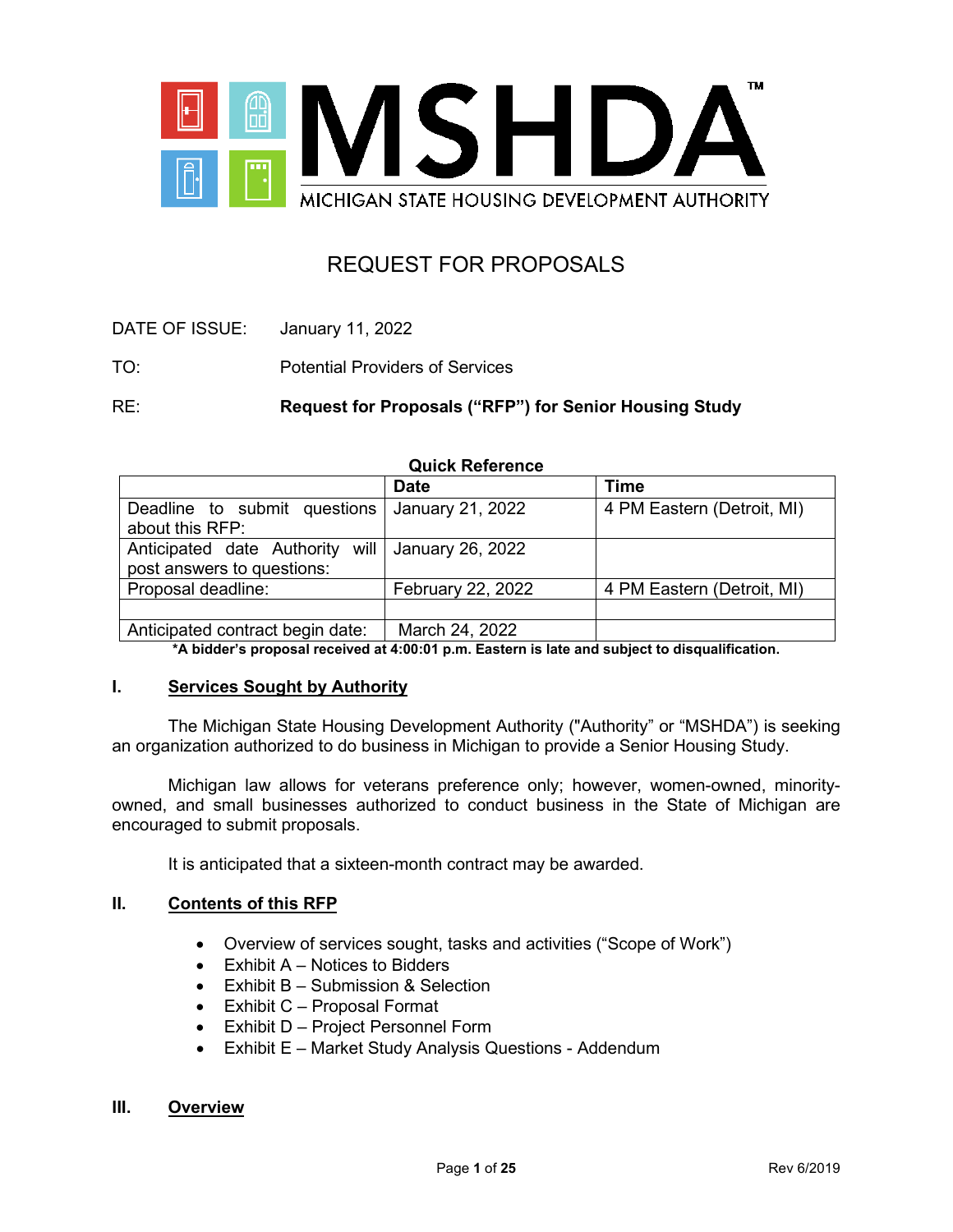MSHDA™
MICHIGAN STATE HOUSING DEVELOPMENT AUTHORITY

# REQUEST FOR PROPOSALS

DATE OF ISSUE: January 11, 2022

TO: Potential Providers of Services

RE: **Request for Proposals ("RFP") for Senior Housing Study**

**Quick Reference**

| | Date | Time |
|---|---|---|
| Deadline to submit questions about this RFP: | January 21, 2022 | 4 PM Eastern (Detroit, MI) |
| Anticipated date Authority will post answers to questions: | January 26, 2022 | |
| Proposal deadline: | February 22, 2022 | 4 PM Eastern (Detroit, MI) |
| | | |
| Anticipated contract begin date: | March 24, 2022 | |

**\*A bidder's proposal received at 4:00:01 p.m. Eastern is late and subject to disqualification.**

## I. Services Sought by Authority

The Michigan State Housing Development Authority ("Authority" or "MSHDA") is seeking an organization authorized to do business in Michigan to provide a Senior Housing Study.

Michigan law allows for veterans preference only; however, women-owned, minority-owned, and small businesses authorized to conduct business in the State of Michigan are encouraged to submit proposals.

It is anticipated that a sixteen-month contract may be awarded.

## II. Contents of this RFP

- Overview of services sought, tasks and activities ("Scope of Work")
- Exhibit A – Notices to Bidders
- Exhibit B – Submission & Selection
- Exhibit C – Proposal Format
- Exhibit D – Project Personnel Form
- Exhibit E – Market Study Analysis Questions - Addendum

## III. Overview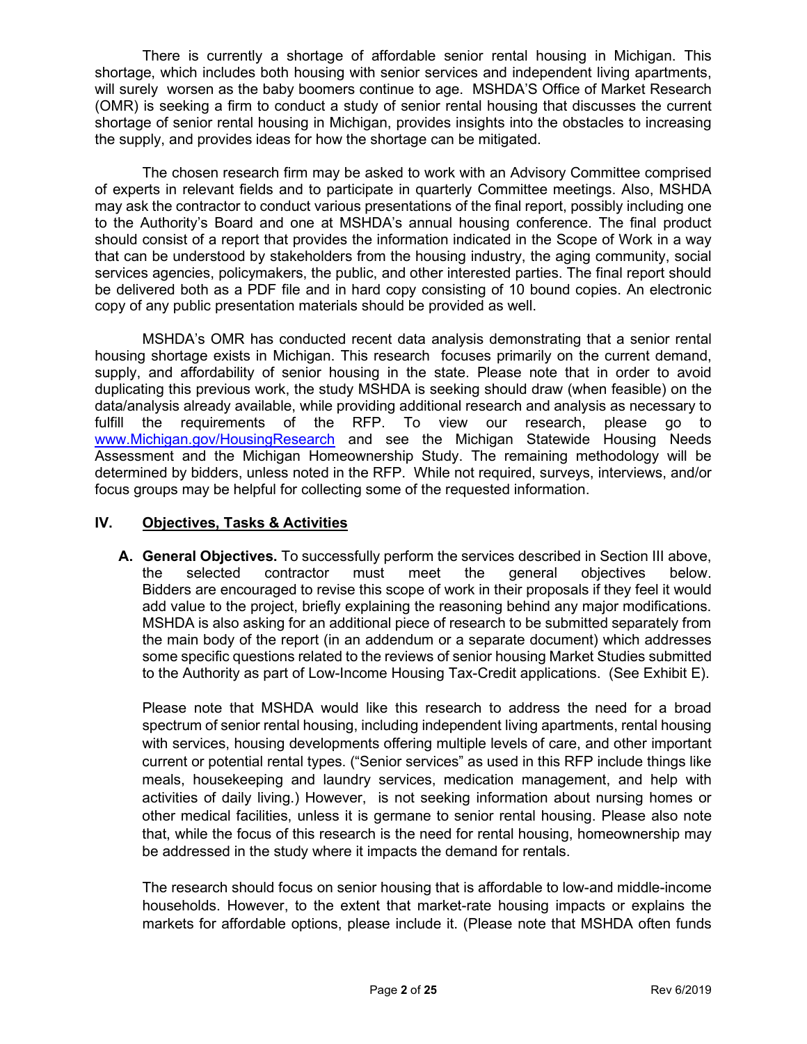There is currently a shortage of affordable senior rental housing in Michigan. This shortage, which includes both housing with senior services and independent living apartments, will surely worsen as the baby boomers continue to age. MSHDA'S Office of Market Research (OMR) is seeking a firm to conduct a study of senior rental housing that discusses the current shortage of senior rental housing in Michigan, provides insights into the obstacles to increasing the supply, and provides ideas for how the shortage can be mitigated.

The chosen research firm may be asked to work with an Advisory Committee comprised of experts in relevant fields and to participate in quarterly Committee meetings. Also, MSHDA may ask the contractor to conduct various presentations of the final report, possibly including one to the Authority's Board and one at MSHDA's annual housing conference. The final product should consist of a report that provides the information indicated in the Scope of Work in a way that can be understood by stakeholders from the housing industry, the aging community, social services agencies, policymakers, the public, and other interested parties. The final report should be delivered both as a PDF file and in hard copy consisting of 10 bound copies. An electronic copy of any public presentation materials should be provided as well.

MSHDA's OMR has conducted recent data analysis demonstrating that a senior rental housing shortage exists in Michigan. This research focuses primarily on the current demand, supply, and affordability of senior housing in the state. Please note that in order to avoid duplicating this previous work, the study MSHDA is seeking should draw (when feasible) on the data/analysis already available, while providing additional research and analysis as necessary to fulfill the requirements of the RFP. To view our research, please go to www.Michigan.gov/HousingResearch and see the Michigan Statewide Housing Needs Assessment and the Michigan Homeownership Study. The remaining methodology will be determined by bidders, unless noted in the RFP. While not required, surveys, interviews, and/or focus groups may be helpful for collecting some of the requested information.

## IV. Objectives, Tasks & Activities

**A. General Objectives.** To successfully perform the services described in Section III above, the selected contractor must meet the general objectives below. Bidders are encouraged to revise this scope of work in their proposals if they feel it would add value to the project, briefly explaining the reasoning behind any major modifications. MSHDA is also asking for an additional piece of research to be submitted separately from the main body of the report (in an addendum or a separate document) which addresses some specific questions related to the reviews of senior housing Market Studies submitted to the Authority as part of Low-Income Housing Tax-Credit applications. (See Exhibit E).

Please note that MSHDA would like this research to address the need for a broad spectrum of senior rental housing, including independent living apartments, rental housing with services, housing developments offering multiple levels of care, and other important current or potential rental types. ("Senior services" as used in this RFP include things like meals, housekeeping and laundry services, medication management, and help with activities of daily living.) However, is not seeking information about nursing homes or other medical facilities, unless it is germane to senior rental housing. Please also note that, while the focus of this research is the need for rental housing, homeownership may be addressed in the study where it impacts the demand for rentals.

The research should focus on senior housing that is affordable to low-and middle-income households. However, to the extent that market-rate housing impacts or explains the markets for affordable options, please include it. (Please note that MSHDA often funds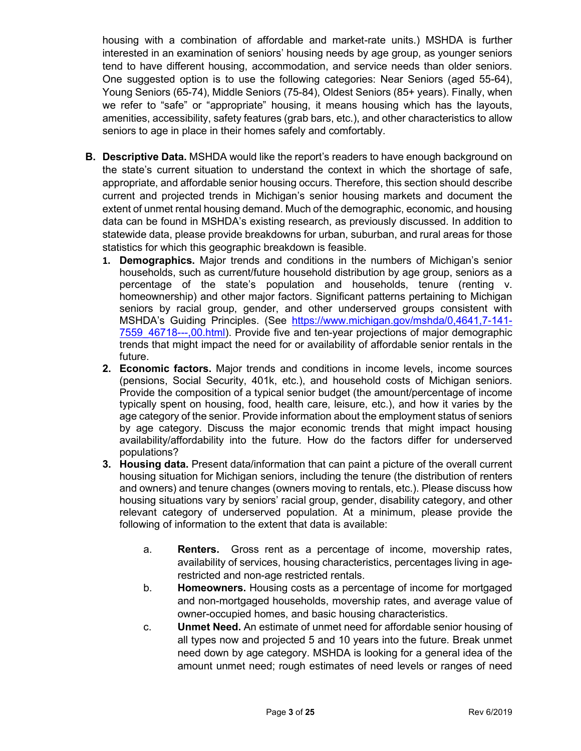housing with a combination of affordable and market-rate units.) MSHDA is further interested in an examination of seniors' housing needs by age group, as younger seniors tend to have different housing, accommodation, and service needs than older seniors. One suggested option is to use the following categories: Near Seniors (aged 55-64), Young Seniors (65-74), Middle Seniors (75-84), Oldest Seniors (85+ years). Finally, when we refer to "safe" or "appropriate" housing, it means housing which has the layouts, amenities, accessibility, safety features (grab bars, etc.), and other characteristics to allow seniors to age in place in their homes safely and comfortably.

**B. Descriptive Data.** MSHDA would like the report's readers to have enough background on the state's current situation to understand the context in which the shortage of safe, appropriate, and affordable senior housing occurs. Therefore, this section should describe current and projected trends in Michigan's senior housing markets and document the extent of unmet rental housing demand. Much of the demographic, economic, and housing data can be found in MSHDA's existing research, as previously discussed. In addition to statewide data, please provide breakdowns for urban, suburban, and rural areas for those statistics for which this geographic breakdown is feasible.

1. **Demographics.** Major trends and conditions in the numbers of Michigan's senior households, such as current/future household distribution by age group, seniors as a percentage of the state's population and households, tenure (renting v. homeownership) and other major factors. Significant patterns pertaining to Michigan seniors by racial group, gender, and other underserved groups consistent with MSHDA's Guiding Principles. (See https://www.michigan.gov/mshda/0,4641,7-141-7559_46718---,00.html). Provide five and ten-year projections of major demographic trends that might impact the need for or availability of affordable senior rentals in the future.
2. **Economic factors.** Major trends and conditions in income levels, income sources (pensions, Social Security, 401k, etc.), and household costs of Michigan seniors. Provide the composition of a typical senior budget (the amount/percentage of income typically spent on housing, food, health care, leisure, etc.), and how it varies by the age category of the senior. Provide information about the employment status of seniors by age category. Discuss the major economic trends that might impact housing availability/affordability into the future. How do the factors differ for underserved populations?
3. **Housing data.** Present data/information that can paint a picture of the overall current housing situation for Michigan seniors, including the tenure (the distribution of renters and owners) and tenure changes (owners moving to rentals, etc.). Please discuss how housing situations vary by seniors' racial group, gender, disability category, and other relevant category of underserved population. At a minimum, please provide the following of information to the extent that data is available:

   a. **Renters.** Gross rent as a percentage of income, movership rates, availability of services, housing characteristics, percentages living in age-restricted and non-age restricted rentals.

   b. **Homeowners.** Housing costs as a percentage of income for mortgaged and non-mortgaged households, movership rates, and average value of owner-occupied homes, and basic housing characteristics.

   c. **Unmet Need.** An estimate of unmet need for affordable senior housing of all types now and projected 5 and 10 years into the future. Break unmet need down by age category. MSHDA is looking for a general idea of the amount unmet need; rough estimates of need levels or ranges of need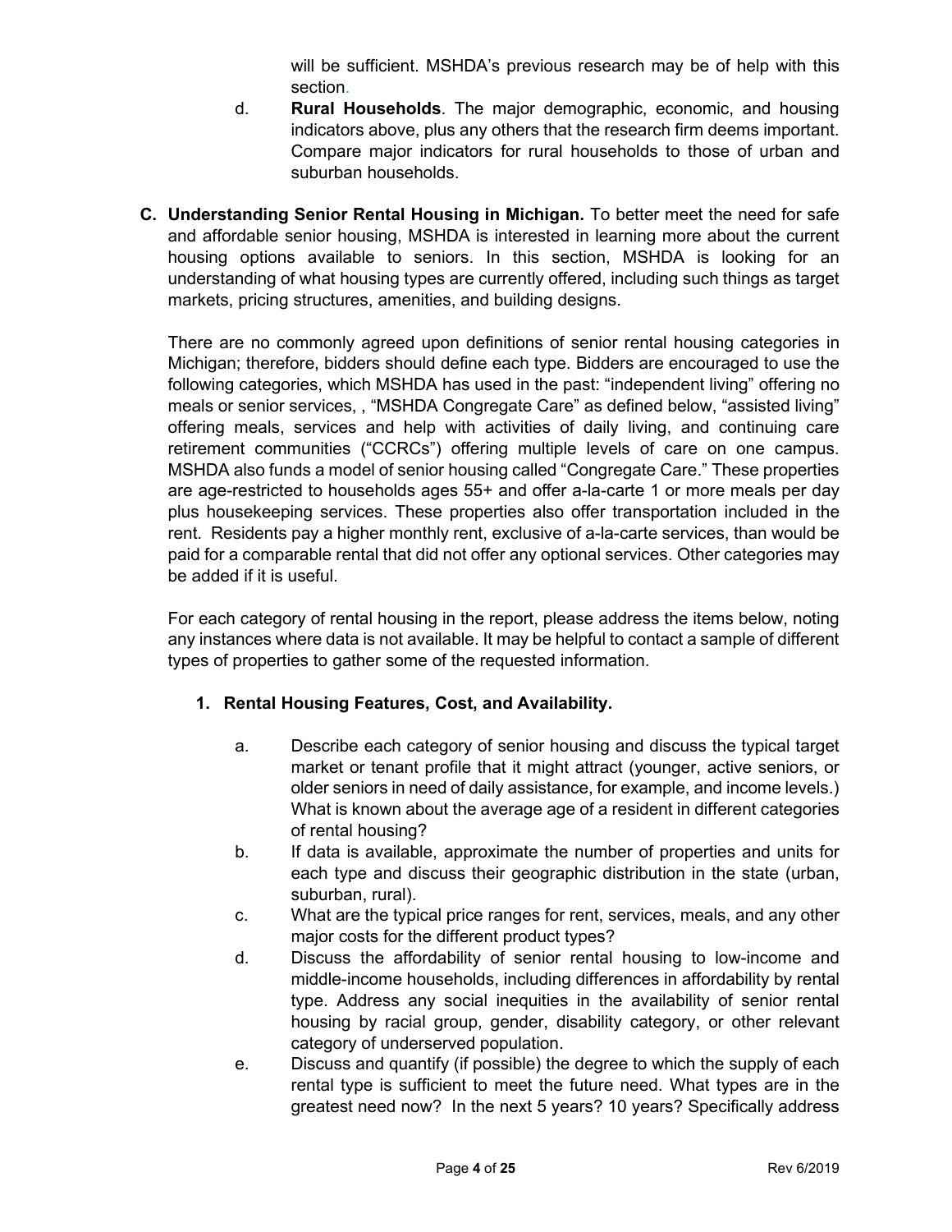will be sufficient. MSHDA's previous research may be of help with this section.

d. **Rural Households**. The major demographic, economic, and housing indicators above, plus any others that the research firm deems important. Compare major indicators for rural households to those of urban and suburban households.

**C. Understanding Senior Rental Housing in Michigan.** To better meet the need for safe and affordable senior housing, MSHDA is interested in learning more about the current housing options available to seniors. In this section, MSHDA is looking for an understanding of what housing types are currently offered, including such things as target markets, pricing structures, amenities, and building designs.

There are no commonly agreed upon definitions of senior rental housing categories in Michigan; therefore, bidders should define each type. Bidders are encouraged to use the following categories, which MSHDA has used in the past: "independent living" offering no meals or senior services, , "MSHDA Congregate Care" as defined below, "assisted living" offering meals, services and help with activities of daily living, and continuing care retirement communities ("CCRCs") offering multiple levels of care on one campus. MSHDA also funds a model of senior housing called "Congregate Care." These properties are age-restricted to households ages 55+ and offer a-la-carte 1 or more meals per day plus housekeeping services. These properties also offer transportation included in the rent. Residents pay a higher monthly rent, exclusive of a-la-carte services, than would be paid for a comparable rental that did not offer any optional services. Other categories may be added if it is useful.

For each category of rental housing in the report, please address the items below, noting any instances where data is not available. It may be helpful to contact a sample of different types of properties to gather some of the requested information.

**1. Rental Housing Features, Cost, and Availability.**

a. Describe each category of senior housing and discuss the typical target market or tenant profile that it might attract (younger, active seniors, or older seniors in need of daily assistance, for example, and income levels.) What is known about the average age of a resident in different categories of rental housing?

b. If data is available, approximate the number of properties and units for each type and discuss their geographic distribution in the state (urban, suburban, rural).

c. What are the typical price ranges for rent, services, meals, and any other major costs for the different product types?

d. Discuss the affordability of senior rental housing to low-income and middle-income households, including differences in affordability by rental type. Address any social inequities in the availability of senior rental housing by racial group, gender, disability category, or other relevant category of underserved population.

e. Discuss and quantify (if possible) the degree to which the supply of each rental type is sufficient to meet the future need. What types are in the greatest need now? In the next 5 years? 10 years? Specifically address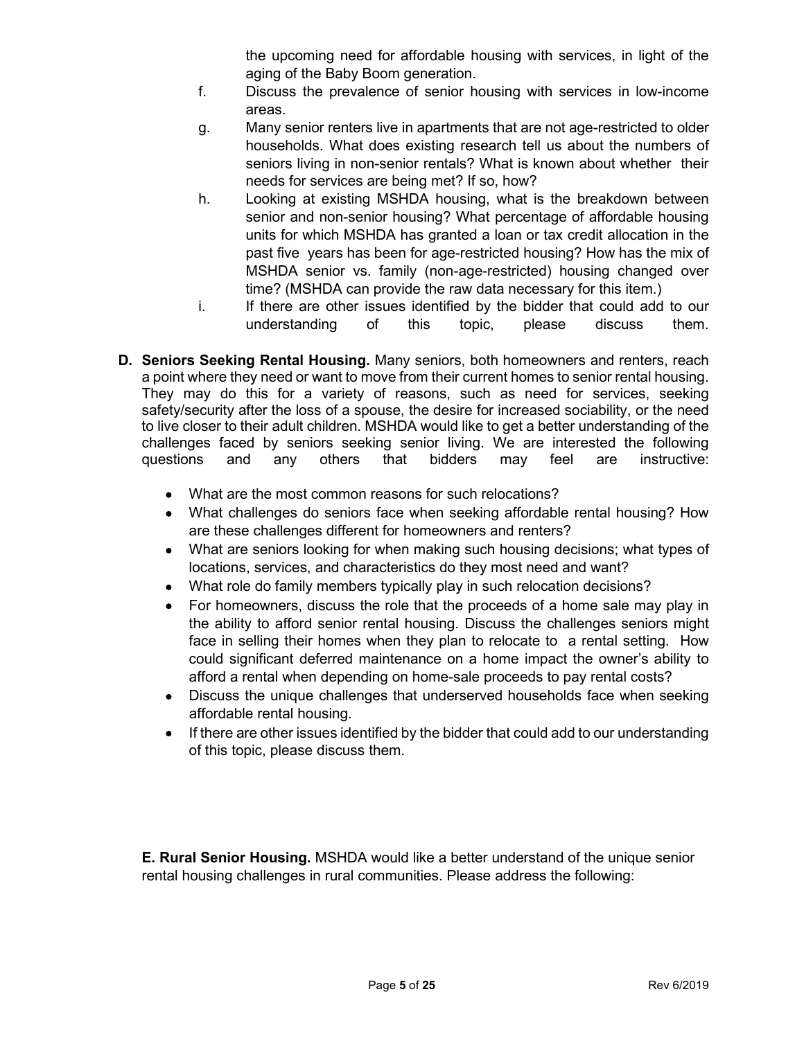the upcoming need for affordable housing with services, in light of the aging of the Baby Boom generation.

f. Discuss the prevalence of senior housing with services in low-income areas.

g. Many senior renters live in apartments that are not age-restricted to older households. What does existing research tell us about the numbers of seniors living in non-senior rentals? What is known about whether their needs for services are being met? If so, how?

h. Looking at existing MSHDA housing, what is the breakdown between senior and non-senior housing? What percentage of affordable housing units for which MSHDA has granted a loan or tax credit allocation in the past five years has been for age-restricted housing? How has the mix of MSHDA senior vs. family (non-age-restricted) housing changed over time? (MSHDA can provide the raw data necessary for this item.)

i. If there are other issues identified by the bidder that could add to our understanding of this topic, please discuss them.

**D. Seniors Seeking Rental Housing.** Many seniors, both homeowners and renters, reach a point where they need or want to move from their current homes to senior rental housing. They may do this for a variety of reasons, such as need for services, seeking safety/security after the loss of a spouse, the desire for increased sociability, or the need to live closer to their adult children. MSHDA would like to get a better understanding of the challenges faced by seniors seeking senior living. We are interested the following questions and any others that bidders may feel are instructive:

- What are the most common reasons for such relocations?
- What challenges do seniors face when seeking affordable rental housing? How are these challenges different for homeowners and renters?
- What are seniors looking for when making such housing decisions; what types of locations, services, and characteristics do they most need and want?
- What role do family members typically play in such relocation decisions?
- For homeowners, discuss the role that the proceeds of a home sale may play in the ability to afford senior rental housing. Discuss the challenges seniors might face in selling their homes when they plan to relocate to a rental setting. How could significant deferred maintenance on a home impact the owner's ability to afford a rental when depending on home-sale proceeds to pay rental costs?
- Discuss the unique challenges that underserved households face when seeking affordable rental housing.
- If there are other issues identified by the bidder that could add to our understanding of this topic, please discuss them.

**E. Rural Senior Housing.** MSHDA would like a better understand of the unique senior rental housing challenges in rural communities. Please address the following: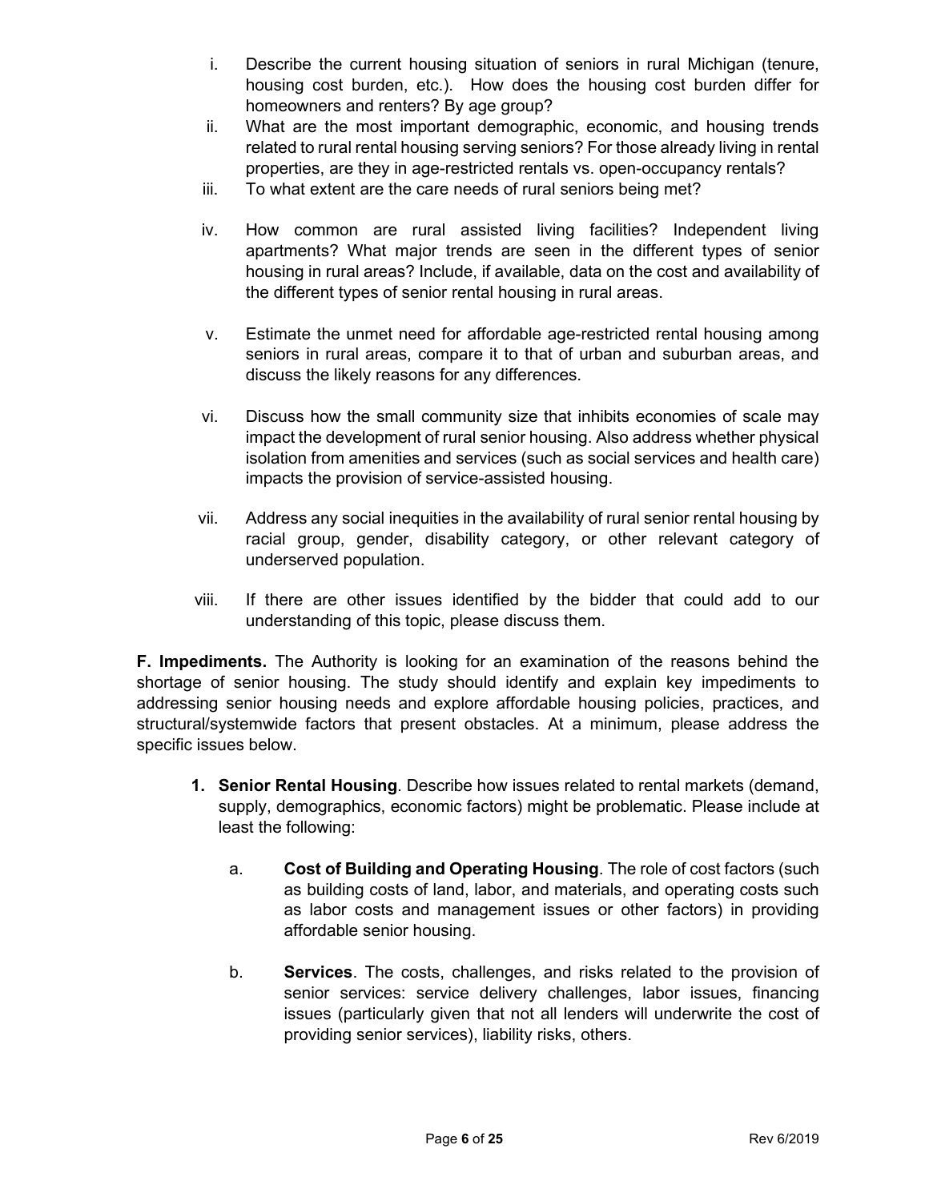i. Describe the current housing situation of seniors in rural Michigan (tenure, housing cost burden, etc.). How does the housing cost burden differ for homeowners and renters? By age group?

ii. What are the most important demographic, economic, and housing trends related to rural rental housing serving seniors? For those already living in rental properties, are they in age-restricted rentals vs. open-occupancy rentals?

iii. To what extent are the care needs of rural seniors being met?

iv. How common are rural assisted living facilities? Independent living apartments? What major trends are seen in the different types of senior housing in rural areas? Include, if available, data on the cost and availability of the different types of senior rental housing in rural areas.

v. Estimate the unmet need for affordable age-restricted rental housing among seniors in rural areas, compare it to that of urban and suburban areas, and discuss the likely reasons for any differences.

vi. Discuss how the small community size that inhibits economies of scale may impact the development of rural senior housing. Also address whether physical isolation from amenities and services (such as social services and health care) impacts the provision of service-assisted housing.

vii. Address any social inequities in the availability of rural senior rental housing by racial group, gender, disability category, or other relevant category of underserved population.

viii. If there are other issues identified by the bidder that could add to our understanding of this topic, please discuss them.

**F. Impediments.** The Authority is looking for an examination of the reasons behind the shortage of senior housing. The study should identify and explain key impediments to addressing senior housing needs and explore affordable housing policies, practices, and structural/systemwide factors that present obstacles. At a minimum, please address the specific issues below.

1. **Senior Rental Housing**. Describe how issues related to rental markets (demand, supply, demographics, economic factors) might be problematic. Please include at least the following:

   a. **Cost of Building and Operating Housing**. The role of cost factors (such as building costs of land, labor, and materials, and operating costs such as labor costs and management issues or other factors) in providing affordable senior housing.

   b. **Services**. The costs, challenges, and risks related to the provision of senior services: service delivery challenges, labor issues, financing issues (particularly given that not all lenders will underwrite the cost of providing senior services), liability risks, others.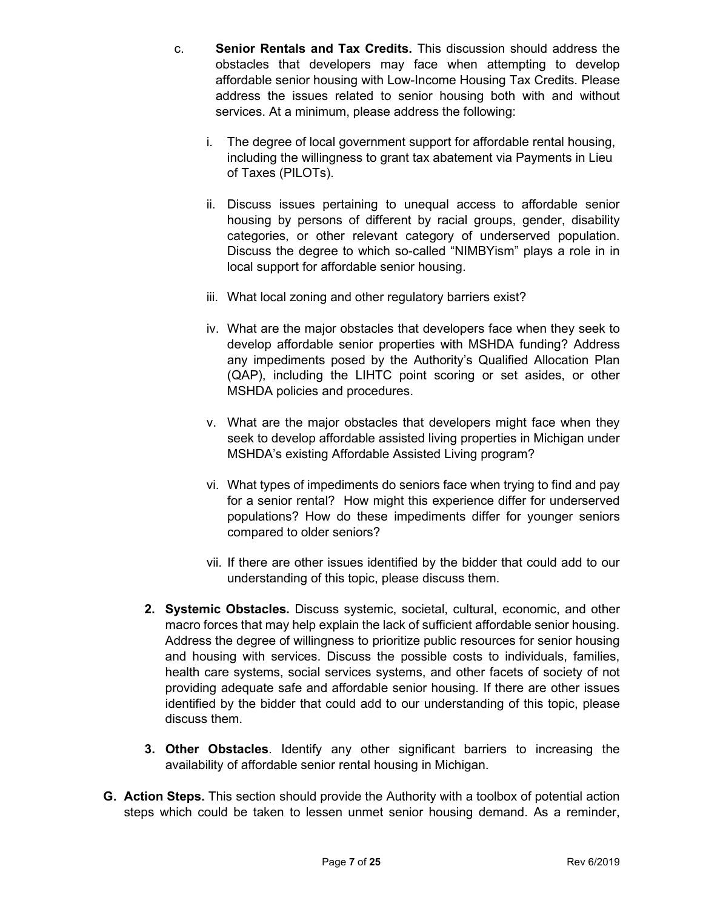c. **Senior Rentals and Tax Credits.** This discussion should address the obstacles that developers may face when attempting to develop affordable senior housing with Low-Income Housing Tax Credits. Please address the issues related to senior housing both with and without services. At a minimum, please address the following:

   i. The degree of local government support for affordable rental housing, including the willingness to grant tax abatement via Payments in Lieu of Taxes (PILOTs).

   ii. Discuss issues pertaining to unequal access to affordable senior housing by persons of different by racial groups, gender, disability categories, or other relevant category of underserved population. Discuss the degree to which so-called "NIMBYism" plays a role in in local support for affordable senior housing.

   iii. What local zoning and other regulatory barriers exist?

   iv. What are the major obstacles that developers face when they seek to develop affordable senior properties with MSHDA funding? Address any impediments posed by the Authority's Qualified Allocation Plan (QAP), including the LIHTC point scoring or set asides, or other MSHDA policies and procedures.

   v. What are the major obstacles that developers might face when they seek to develop affordable assisted living properties in Michigan under MSHDA's existing Affordable Assisted Living program?

   vi. What types of impediments do seniors face when trying to find and pay for a senior rental? How might this experience differ for underserved populations? How do these impediments differ for younger seniors compared to older seniors?

   vii. If there are other issues identified by the bidder that could add to our understanding of this topic, please discuss them.

2. **Systemic Obstacles.** Discuss systemic, societal, cultural, economic, and other macro forces that may help explain the lack of sufficient affordable senior housing. Address the degree of willingness to prioritize public resources for senior housing and housing with services. Discuss the possible costs to individuals, families, health care systems, social services systems, and other facets of society of not providing adequate safe and affordable senior housing. If there are other issues identified by the bidder that could add to our understanding of this topic, please discuss them.

3. **Other Obstacles**. Identify any other significant barriers to increasing the availability of affordable senior rental housing in Michigan.

G. **Action Steps.** This section should provide the Authority with a toolbox of potential action steps which could be taken to lessen unmet senior housing demand. As a reminder,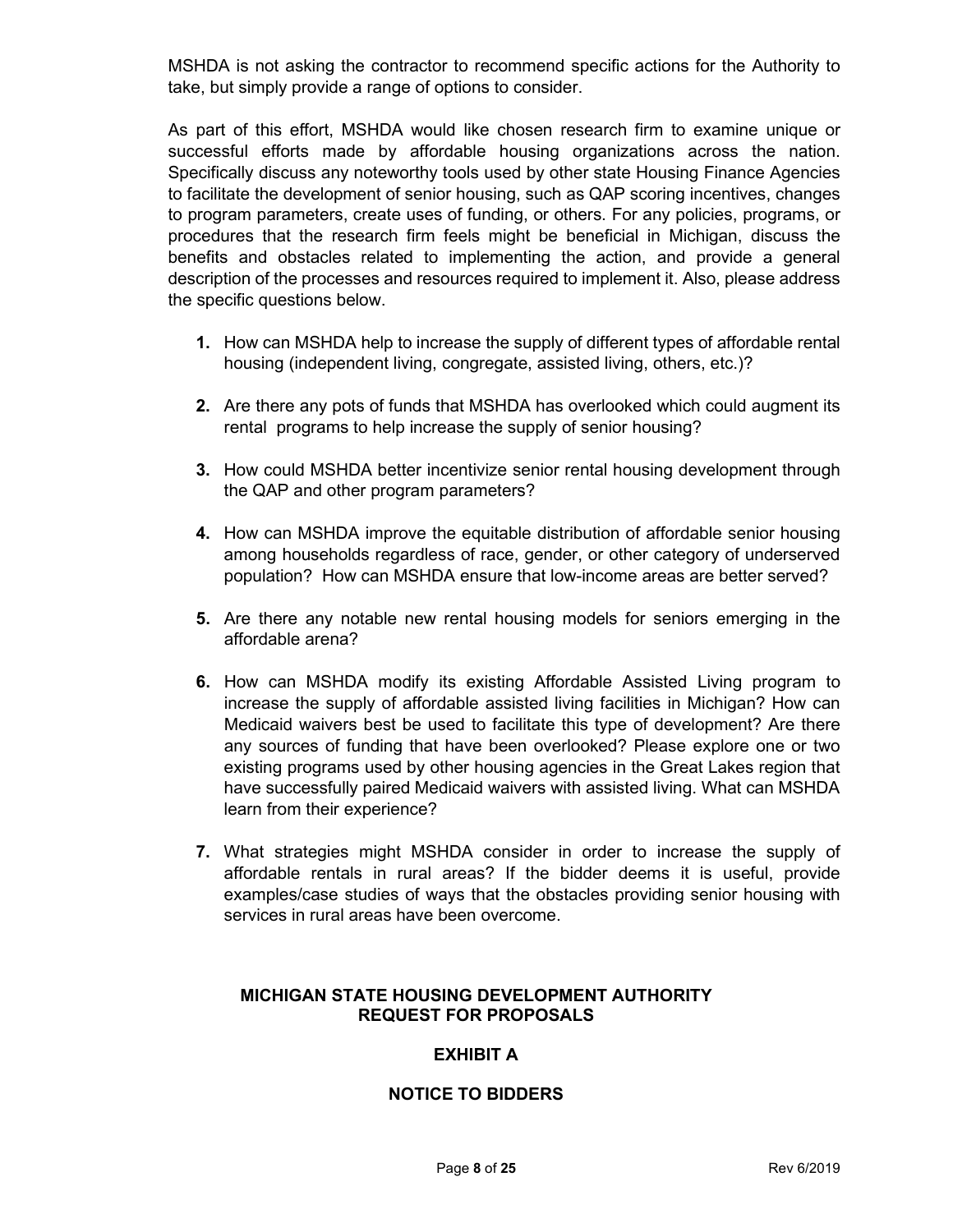MSHDA is not asking the contractor to recommend specific actions for the Authority to take, but simply provide a range of options to consider.

As part of this effort, MSHDA would like chosen research firm to examine unique or successful efforts made by affordable housing organizations across the nation. Specifically discuss any noteworthy tools used by other state Housing Finance Agencies to facilitate the development of senior housing, such as QAP scoring incentives, changes to program parameters, create uses of funding, or others. For any policies, programs, or procedures that the research firm feels might be beneficial in Michigan, discuss the benefits and obstacles related to implementing the action, and provide a general description of the processes and resources required to implement it. Also, please address the specific questions below.

1. How can MSHDA help to increase the supply of different types of affordable rental housing (independent living, congregate, assisted living, others, etc.)?

2. Are there any pots of funds that MSHDA has overlooked which could augment its rental programs to help increase the supply of senior housing?

3. How could MSHDA better incentivize senior rental housing development through the QAP and other program parameters?

4. How can MSHDA improve the equitable distribution of affordable senior housing among households regardless of race, gender, or other category of underserved population? How can MSHDA ensure that low-income areas are better served?

5. Are there any notable new rental housing models for seniors emerging in the affordable arena?

6. How can MSHDA modify its existing Affordable Assisted Living program to increase the supply of affordable assisted living facilities in Michigan? How can Medicaid waivers best be used to facilitate this type of development? Are there any sources of funding that have been overlooked? Please explore one or two existing programs used by other housing agencies in the Great Lakes region that have successfully paired Medicaid waivers with assisted living. What can MSHDA learn from their experience?

7. What strategies might MSHDA consider in order to increase the supply of affordable rentals in rural areas? If the bidder deems it is useful, provide examples/case studies of ways that the obstacles providing senior housing with services in rural areas have been overcome.

**MICHIGAN STATE HOUSING DEVELOPMENT AUTHORITY**
**REQUEST FOR PROPOSALS**

## EXHIBIT A

## NOTICE TO BIDDERS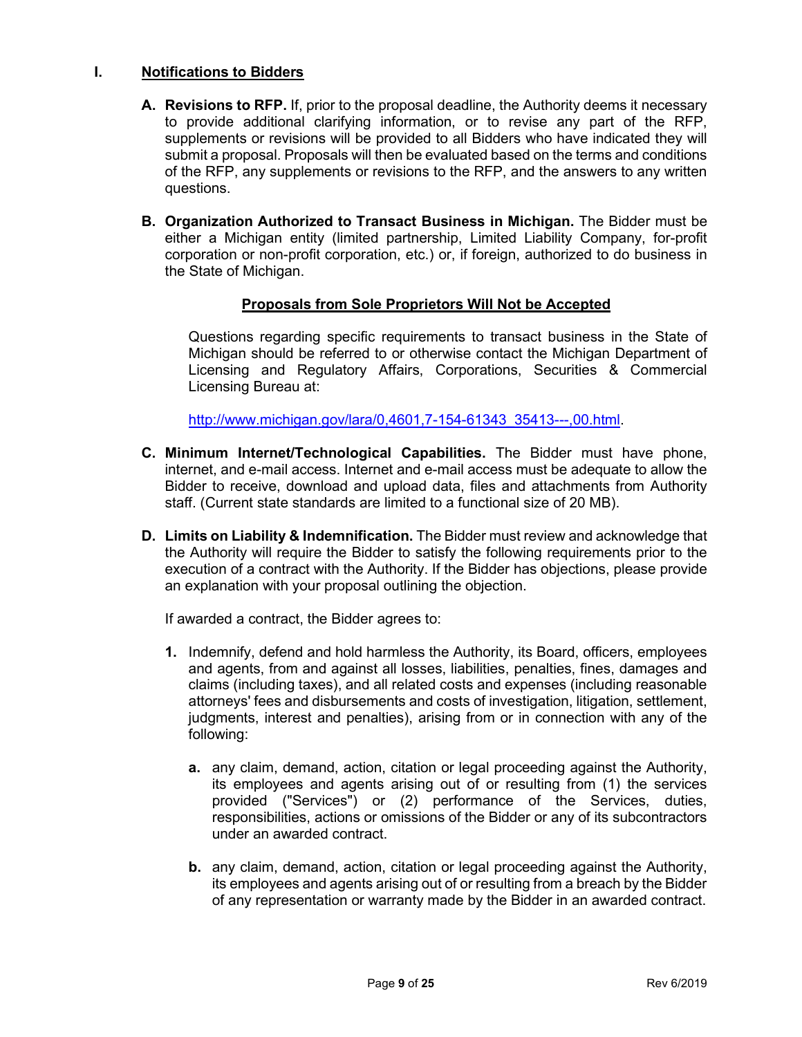## I. Notifications to Bidders

**A. Revisions to RFP.** If, prior to the proposal deadline, the Authority deems it necessary to provide additional clarifying information, or to revise any part of the RFP, supplements or revisions will be provided to all Bidders who have indicated they will submit a proposal. Proposals will then be evaluated based on the terms and conditions of the RFP, any supplements or revisions to the RFP, and the answers to any written questions.

**B. Organization Authorized to Transact Business in Michigan.** The Bidder must be either a Michigan entity (limited partnership, Limited Liability Company, for-profit corporation or non-profit corporation, etc.) or, if foreign, authorized to do business in the State of Michigan.

**Proposals from Sole Proprietors Will Not be Accepted**

Questions regarding specific requirements to transact business in the State of Michigan should be referred to or otherwise contact the Michigan Department of Licensing and Regulatory Affairs, Corporations, Securities & Commercial Licensing Bureau at:

http://www.michigan.gov/lara/0,4601,7-154-61343_35413---,00.html.

**C. Minimum Internet/Technological Capabilities.** The Bidder must have phone, internet, and e-mail access. Internet and e-mail access must be adequate to allow the Bidder to receive, download and upload data, files and attachments from Authority staff. (Current state standards are limited to a functional size of 20 MB).

**D. Limits on Liability & Indemnification.** The Bidder must review and acknowledge that the Authority will require the Bidder to satisfy the following requirements prior to the execution of a contract with the Authority. If the Bidder has objections, please provide an explanation with your proposal outlining the objection.

If awarded a contract, the Bidder agrees to:

1. Indemnify, defend and hold harmless the Authority, its Board, officers, employees and agents, from and against all losses, liabilities, penalties, fines, damages and claims (including taxes), and all related costs and expenses (including reasonable attorneys' fees and disbursements and costs of investigation, litigation, settlement, judgments, interest and penalties), arising from or in connection with any of the following:

   a. any claim, demand, action, citation or legal proceeding against the Authority, its employees and agents arising out of or resulting from (1) the services provided ("Services") or (2) performance of the Services, duties, responsibilities, actions or omissions of the Bidder or any of its subcontractors under an awarded contract.

   b. any claim, demand, action, citation or legal proceeding against the Authority, its employees and agents arising out of or resulting from a breach by the Bidder of any representation or warranty made by the Bidder in an awarded contract.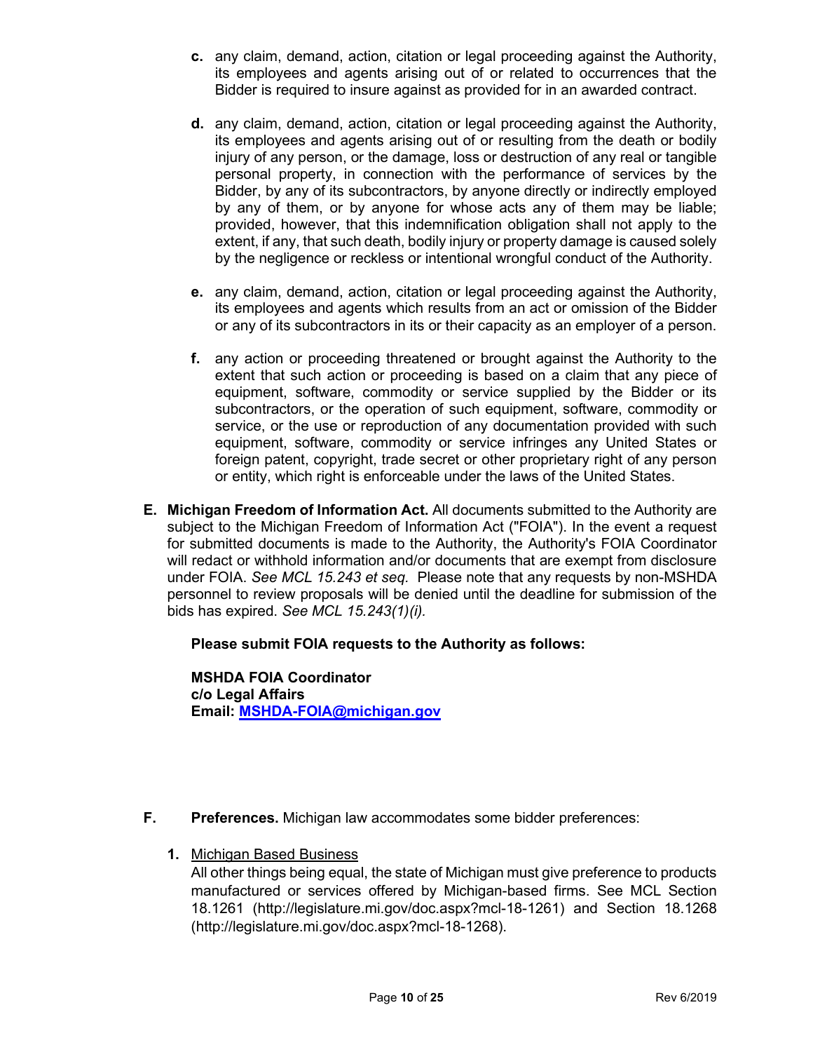**c.** any claim, demand, action, citation or legal proceeding against the Authority, its employees and agents arising out of or related to occurrences that the Bidder is required to insure against as provided for in an awarded contract.

**d.** any claim, demand, action, citation or legal proceeding against the Authority, its employees and agents arising out of or resulting from the death or bodily injury of any person, or the damage, loss or destruction of any real or tangible personal property, in connection with the performance of services by the Bidder, by any of its subcontractors, by anyone directly or indirectly employed by any of them, or by anyone for whose acts any of them may be liable; provided, however, that this indemnification obligation shall not apply to the extent, if any, that such death, bodily injury or property damage is caused solely by the negligence or reckless or intentional wrongful conduct of the Authority.

**e.** any claim, demand, action, citation or legal proceeding against the Authority, its employees and agents which results from an act or omission of the Bidder or any of its subcontractors in its or their capacity as an employer of a person.

**f.** any action or proceeding threatened or brought against the Authority to the extent that such action or proceeding is based on a claim that any piece of equipment, software, commodity or service supplied by the Bidder or its subcontractors, or the operation of such equipment, software, commodity or service, or the use or reproduction of any documentation provided with such equipment, software, commodity or service infringes any United States or foreign patent, copyright, trade secret or other proprietary right of any person or entity, which right is enforceable under the laws of the United States.

**E. Michigan Freedom of Information Act.** All documents submitted to the Authority are subject to the Michigan Freedom of Information Act ("FOIA"). In the event a request for submitted documents is made to the Authority, the Authority's FOIA Coordinator will redact or withhold information and/or documents that are exempt from disclosure under FOIA. *See MCL 15.243 et seq.* Please note that any requests by non-MSHDA personnel to review proposals will be denied until the deadline for submission of the bids has expired. *See MCL 15.243(1)(i).*

**Please submit FOIA requests to the Authority as follows:**

**MSHDA FOIA Coordinator**
**c/o Legal Affairs**
**Email: MSHDA-FOIA@michigan.gov**

**F. Preferences.** Michigan law accommodates some bidder preferences:

**1.** Michigan Based Business
All other things being equal, the state of Michigan must give preference to products manufactured or services offered by Michigan-based firms. See MCL Section 18.1261 (http://legislature.mi.gov/doc.aspx?mcl-18-1261) and Section 18.1268 (http://legislature.mi.gov/doc.aspx?mcl-18-1268).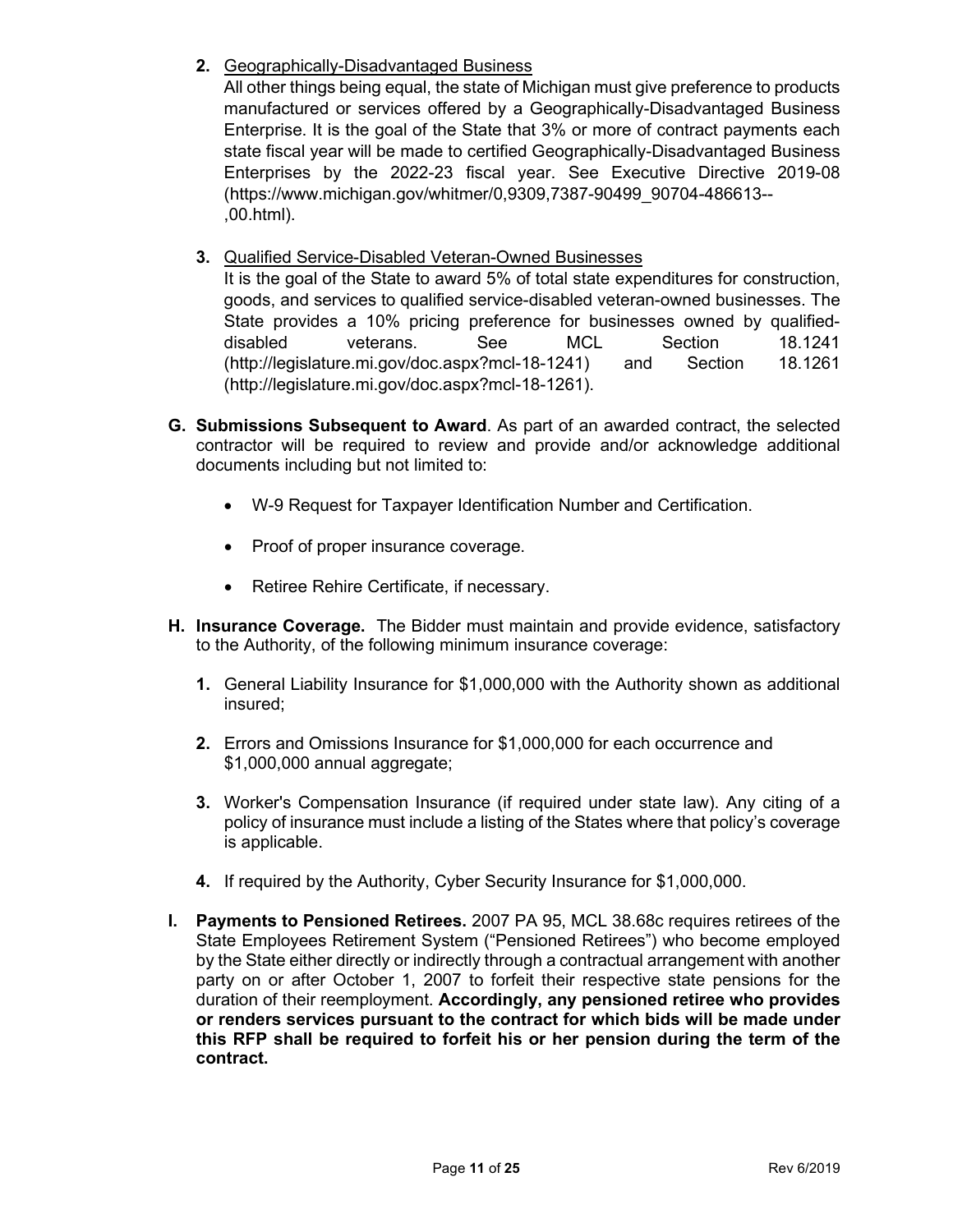2. <u>Geographically-Disadvantaged Business</u>
   All other things being equal, the state of Michigan must give preference to products manufactured or services offered by a Geographically-Disadvantaged Business Enterprise. It is the goal of the State that 3% or more of contract payments each state fiscal year will be made to certified Geographically-Disadvantaged Business Enterprises by the 2022-23 fiscal year. See Executive Directive 2019-08 (https://www.michigan.gov/whitmer/0,9309,7387-90499_90704-486613--,00.html).

3. <u>Qualified Service-Disabled Veteran-Owned Businesses</u>
   It is the goal of the State to award 5% of total state expenditures for construction, goods, and services to qualified service-disabled veteran-owned businesses. The State provides a 10% pricing preference for businesses owned by qualified-disabled veterans. See MCL Section 18.1241 (http://legislature.mi.gov/doc.aspx?mcl-18-1241) and Section 18.1261 (http://legislature.mi.gov/doc.aspx?mcl-18-1261).

**G. Submissions Subsequent to Award**. As part of an awarded contract, the selected contractor will be required to review and provide and/or acknowledge additional documents including but not limited to:

- W-9 Request for Taxpayer Identification Number and Certification.
- Proof of proper insurance coverage.
- Retiree Rehire Certificate, if necessary.

**H. Insurance Coverage.** The Bidder must maintain and provide evidence, satisfactory to the Authority, of the following minimum insurance coverage:

1. General Liability Insurance for $1,000,000 with the Authority shown as additional insured;
2. Errors and Omissions Insurance for $1,000,000 for each occurrence and $1,000,000 annual aggregate;
3. Worker's Compensation Insurance (if required under state law). Any citing of a policy of insurance must include a listing of the States where that policy's coverage is applicable.
4. If required by the Authority, Cyber Security Insurance for $1,000,000.

**I. Payments to Pensioned Retirees.** 2007 PA 95, MCL 38.68c requires retirees of the State Employees Retirement System ("Pensioned Retirees") who become employed by the State either directly or indirectly through a contractual arrangement with another party on or after October 1, 2007 to forfeit their respective state pensions for the duration of their reemployment. **Accordingly, any pensioned retiree who provides or renders services pursuant to the contract for which bids will be made under this RFP shall be required to forfeit his or her pension during the term of the contract.**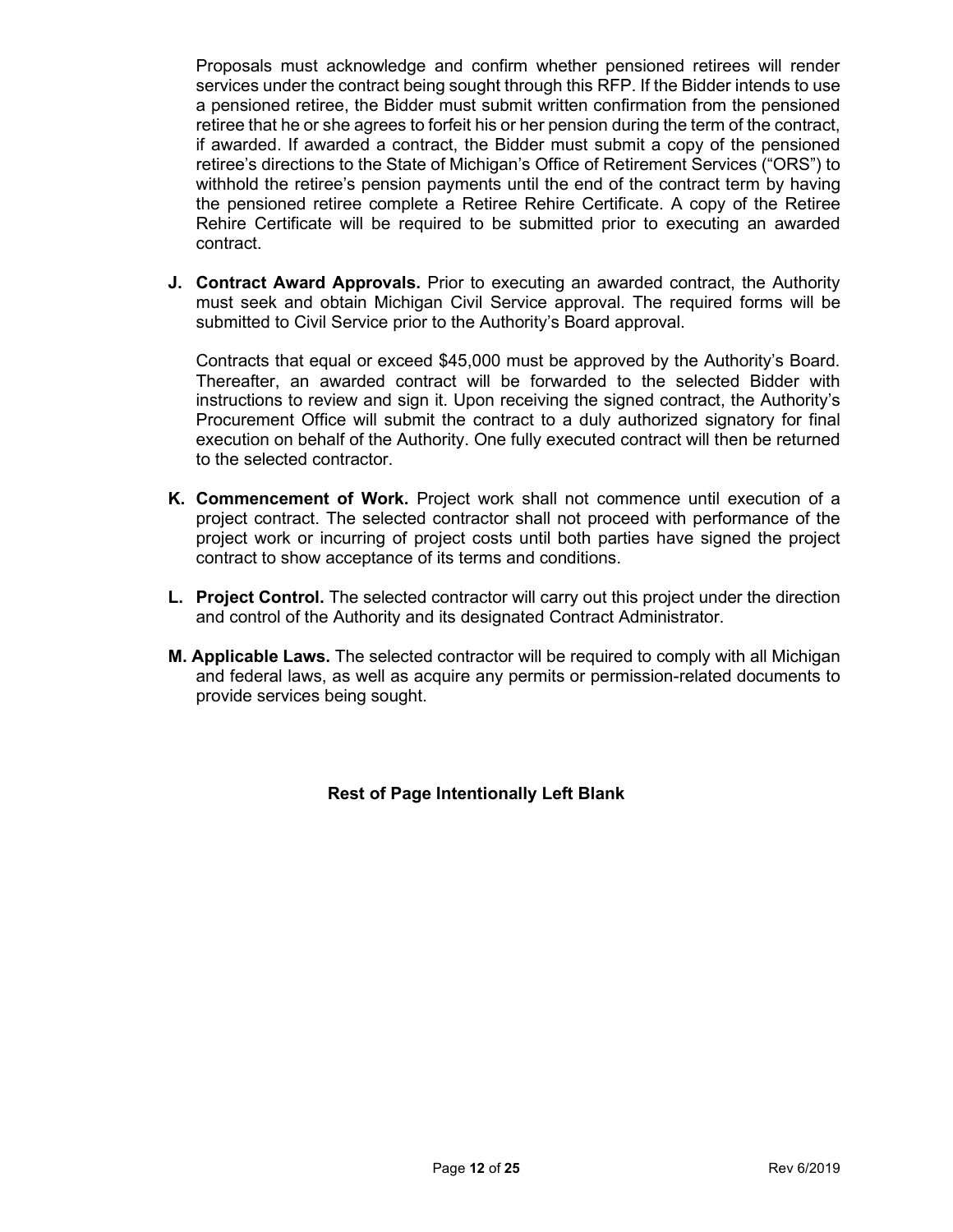Proposals must acknowledge and confirm whether pensioned retirees will render services under the contract being sought through this RFP. If the Bidder intends to use a pensioned retiree, the Bidder must submit written confirmation from the pensioned retiree that he or she agrees to forfeit his or her pension during the term of the contract, if awarded. If awarded a contract, the Bidder must submit a copy of the pensioned retiree's directions to the State of Michigan's Office of Retirement Services ("ORS") to withhold the retiree's pension payments until the end of the contract term by having the pensioned retiree complete a Retiree Rehire Certificate. A copy of the Retiree Rehire Certificate will be required to be submitted prior to executing an awarded contract.

**J. Contract Award Approvals.** Prior to executing an awarded contract, the Authority must seek and obtain Michigan Civil Service approval. The required forms will be submitted to Civil Service prior to the Authority's Board approval.

Contracts that equal or exceed $45,000 must be approved by the Authority's Board. Thereafter, an awarded contract will be forwarded to the selected Bidder with instructions to review and sign it. Upon receiving the signed contract, the Authority's Procurement Office will submit the contract to a duly authorized signatory for final execution on behalf of the Authority. One fully executed contract will then be returned to the selected contractor.

**K. Commencement of Work.** Project work shall not commence until execution of a project contract. The selected contractor shall not proceed with performance of the project work or incurring of project costs until both parties have signed the project contract to show acceptance of its terms and conditions.

**L. Project Control.** The selected contractor will carry out this project under the direction and control of the Authority and its designated Contract Administrator.

**M. Applicable Laws.** The selected contractor will be required to comply with all Michigan and federal laws, as well as acquire any permits or permission-related documents to provide services being sought.

**Rest of Page Intentionally Left Blank**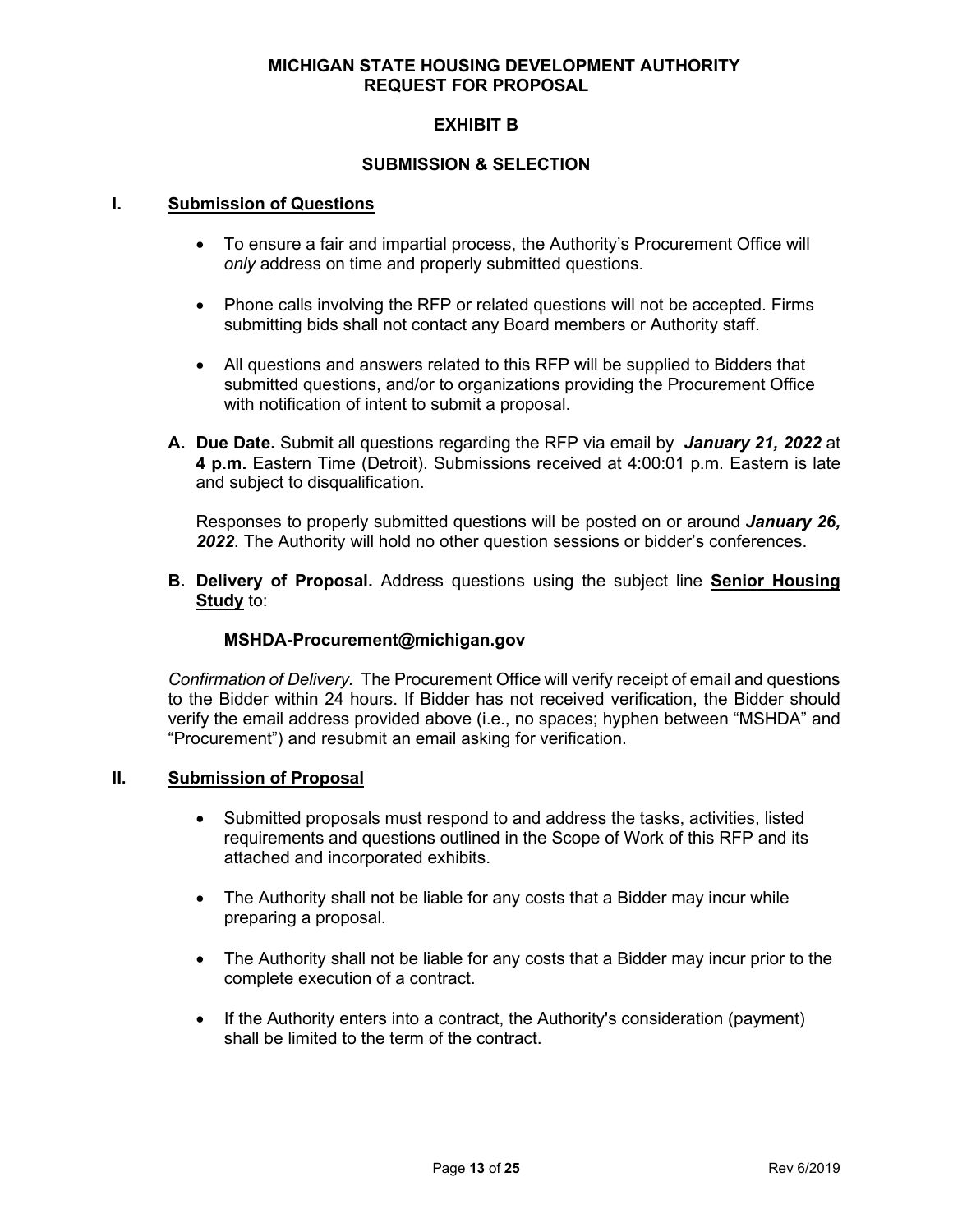# MICHIGAN STATE HOUSING DEVELOPMENT AUTHORITY
# REQUEST FOR PROPOSAL

## EXHIBIT B

## SUBMISSION & SELECTION

### I. Submission of Questions

- To ensure a fair and impartial process, the Authority's Procurement Office will *only* address on time and properly submitted questions.
- Phone calls involving the RFP or related questions will not be accepted. Firms submitting bids shall not contact any Board members or Authority staff.
- All questions and answers related to this RFP will be supplied to Bidders that submitted questions, and/or to organizations providing the Procurement Office with notification of intent to submit a proposal.

**A. Due Date.** Submit all questions regarding the RFP via email by ***January 21, 2022*** at **4 p.m.** Eastern Time (Detroit). Submissions received at 4:00:01 p.m. Eastern is late and subject to disqualification.

Responses to properly submitted questions will be posted on or around ***January 26, 2022***. The Authority will hold no other question sessions or bidder's conferences.

**B. Delivery of Proposal.** Address questions using the subject line **Senior Housing Study** to:

**MSHDA-Procurement@michigan.gov**

*Confirmation of Delivery.* The Procurement Office will verify receipt of email and questions to the Bidder within 24 hours. If Bidder has not received verification, the Bidder should verify the email address provided above (i.e., no spaces; hyphen between "MSHDA" and "Procurement") and resubmit an email asking for verification.

### II. Submission of Proposal

- Submitted proposals must respond to and address the tasks, activities, listed requirements and questions outlined in the Scope of Work of this RFP and its attached and incorporated exhibits.
- The Authority shall not be liable for any costs that a Bidder may incur while preparing a proposal.
- The Authority shall not be liable for any costs that a Bidder may incur prior to the complete execution of a contract.
- If the Authority enters into a contract, the Authority's consideration (payment) shall be limited to the term of the contract.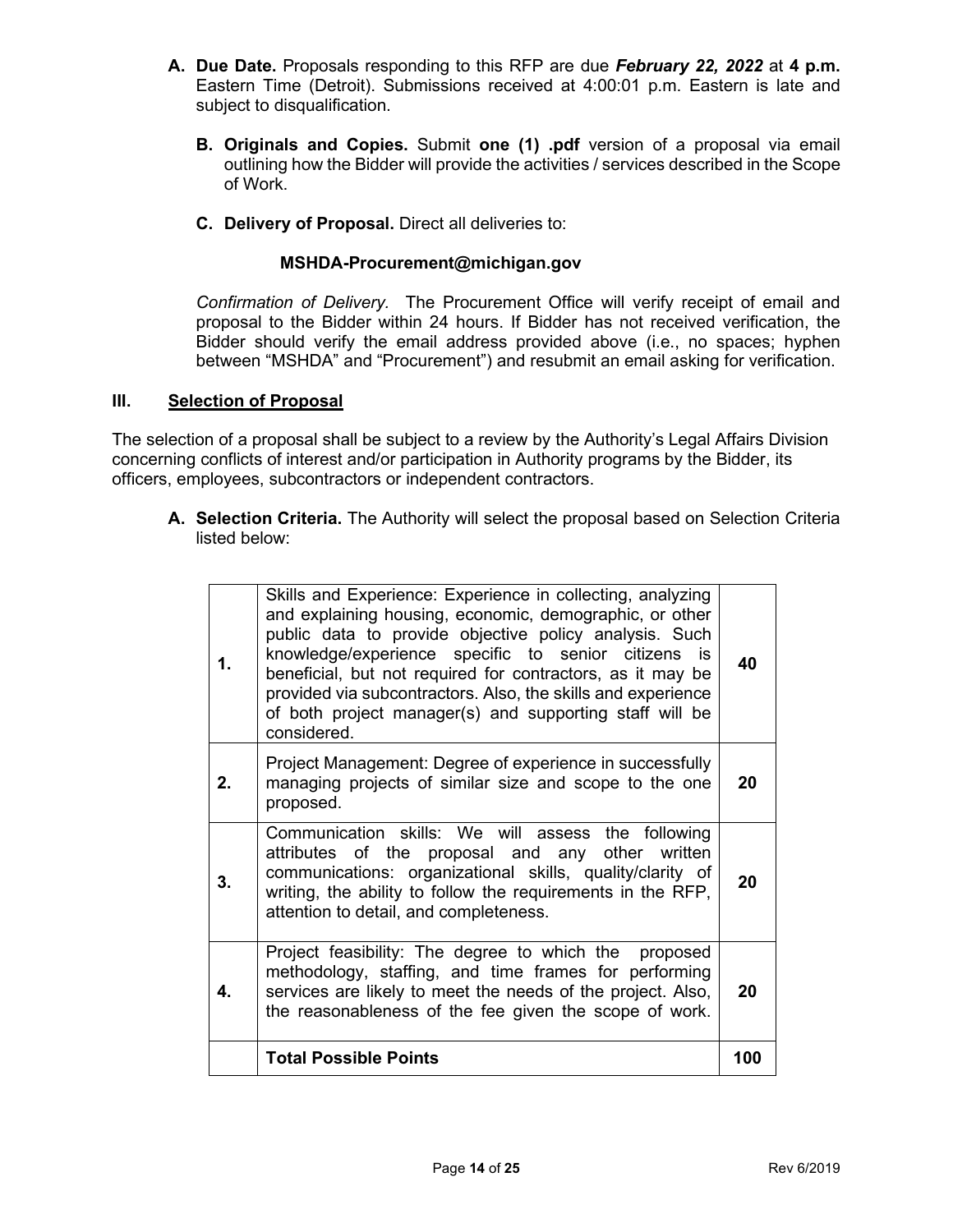A. **Due Date.** Proposals responding to this RFP are due ***February 22, 2022*** at **4 p.m.** Eastern Time (Detroit). Submissions received at 4:00:01 p.m. Eastern is late and subject to disqualification.

B. **Originals and Copies.** Submit **one (1) .pdf** version of a proposal via email outlining how the Bidder will provide the activities / services described in the Scope of Work.

C. **Delivery of Proposal.** Direct all deliveries to:

**MSHDA-Procurement@michigan.gov**

*Confirmation of Delivery.* The Procurement Office will verify receipt of email and proposal to the Bidder within 24 hours. If Bidder has not received verification, the Bidder should verify the email address provided above (i.e., no spaces; hyphen between "MSHDA" and "Procurement") and resubmit an email asking for verification.

## III. Selection of Proposal

The selection of a proposal shall be subject to a review by the Authority's Legal Affairs Division concerning conflicts of interest and/or participation in Authority programs by the Bidder, its officers, employees, subcontractors or independent contractors.

A. **Selection Criteria.** The Authority will select the proposal based on Selection Criteria listed below:

| | | |
|---|---|---|
| **1.** | Skills and Experience: Experience in collecting, analyzing and explaining housing, economic, demographic, or other public data to provide objective policy analysis. Such knowledge/experience specific to senior citizens is beneficial, but not required for contractors, as it may be provided via subcontractors. Also, the skills and experience of both project manager(s) and supporting staff will be considered. | **40** |
| **2.** | Project Management: Degree of experience in successfully managing projects of similar size and scope to the one proposed. | **20** |
| **3.** | Communication skills: We will assess the following attributes of the proposal and any other written communications: organizational skills, quality/clarity of writing, the ability to follow the requirements in the RFP, attention to detail, and completeness. | **20** |
| **4.** | Project feasibility: The degree to which the proposed methodology, staffing, and time frames for performing services are likely to meet the needs of the project. Also, the reasonableness of the fee given the scope of work. | **20** |
| | **Total Possible Points** | **100** |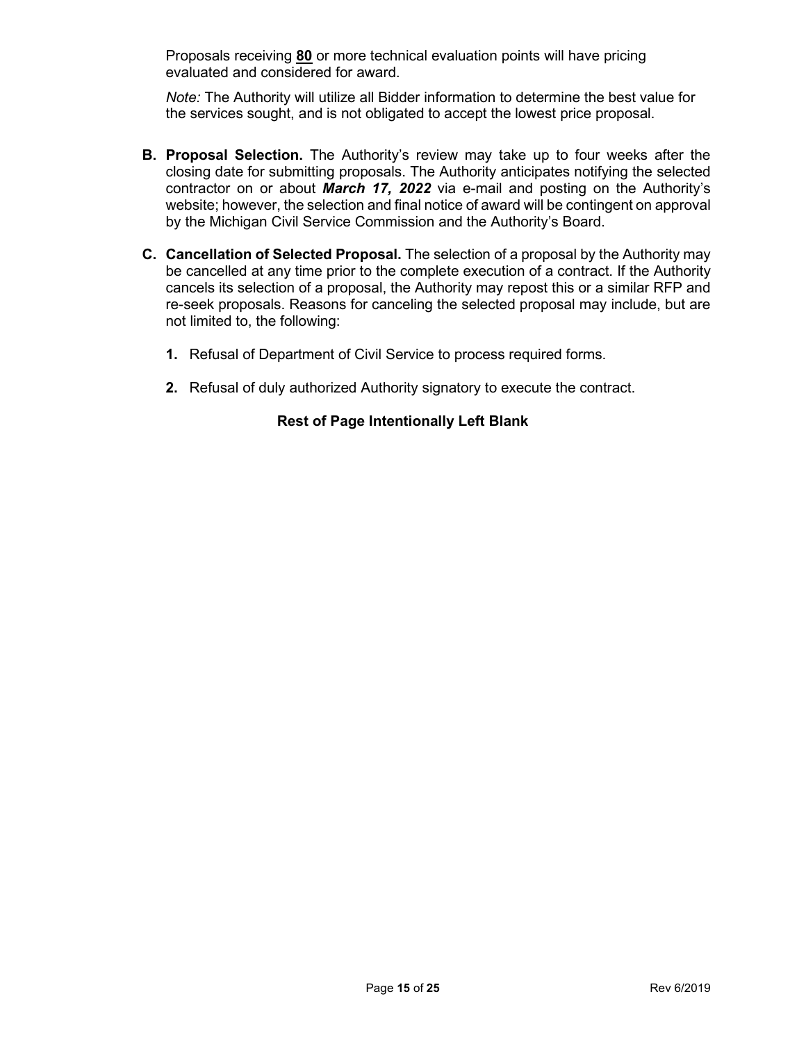Proposals receiving **80** or more technical evaluation points will have pricing evaluated and considered for award.

*Note:* The Authority will utilize all Bidder information to determine the best value for the services sought, and is not obligated to accept the lowest price proposal.

**B. Proposal Selection.** The Authority's review may take up to four weeks after the closing date for submitting proposals. The Authority anticipates notifying the selected contractor on or about ***March 17, 2022*** via e-mail and posting on the Authority's website; however, the selection and final notice of award will be contingent on approval by the Michigan Civil Service Commission and the Authority's Board.

**C. Cancellation of Selected Proposal.** The selection of a proposal by the Authority may be cancelled at any time prior to the complete execution of a contract. If the Authority cancels its selection of a proposal, the Authority may repost this or a similar RFP and re-seek proposals. Reasons for canceling the selected proposal may include, but are not limited to, the following:

1. Refusal of Department of Civil Service to process required forms.

2. Refusal of duly authorized Authority signatory to execute the contract.

**Rest of Page Intentionally Left Blank**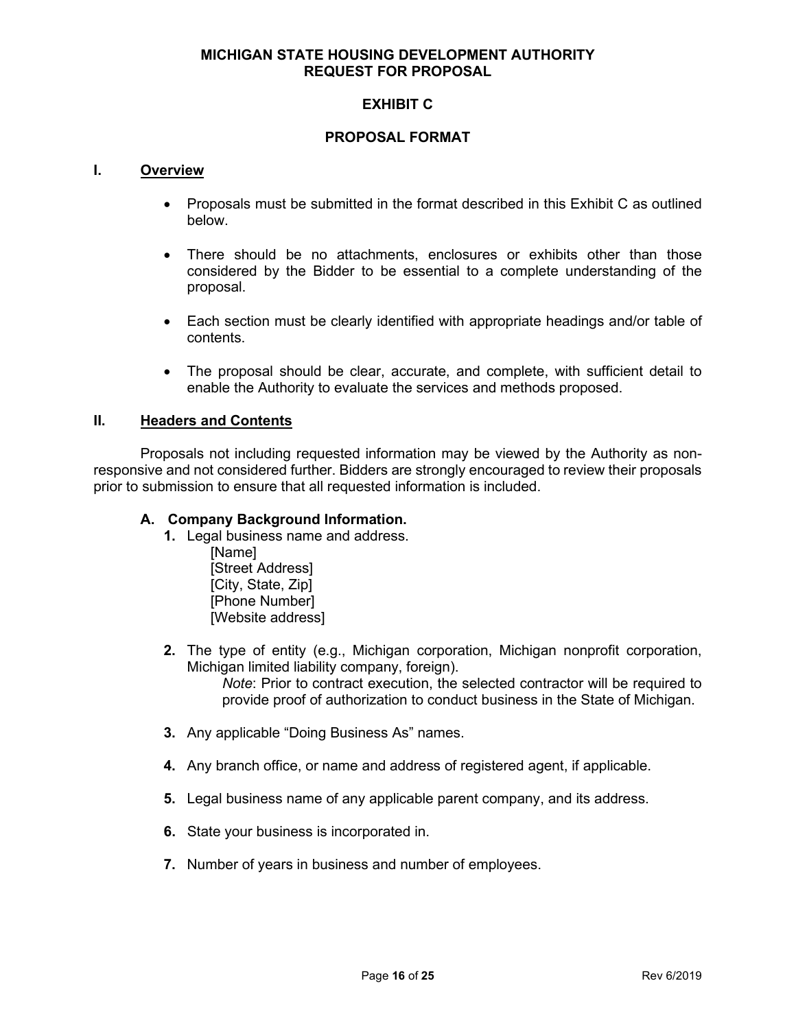**MICHIGAN STATE HOUSING DEVELOPMENT AUTHORITY**
**REQUEST FOR PROPOSAL**

# EXHIBIT C

## PROPOSAL FORMAT

### I. Overview

- Proposals must be submitted in the format described in this Exhibit C as outlined below.
- There should be no attachments, enclosures or exhibits other than those considered by the Bidder to be essential to a complete understanding of the proposal.
- Each section must be clearly identified with appropriate headings and/or table of contents.
- The proposal should be clear, accurate, and complete, with sufficient detail to enable the Authority to evaluate the services and methods proposed.

### II. Headers and Contents

Proposals not including requested information may be viewed by the Authority as non-responsive and not considered further. Bidders are strongly encouraged to review their proposals prior to submission to ensure that all requested information is included.

#### A. Company Background Information.

1. Legal business name and address.
   [Name]
   [Street Address]
   [City, State, Zip]
   [Phone Number]
   [Website address]

2. The type of entity (e.g., Michigan corporation, Michigan nonprofit corporation, Michigan limited liability company, foreign).
   *Note*: Prior to contract execution, the selected contractor will be required to provide proof of authorization to conduct business in the State of Michigan.

3. Any applicable "Doing Business As" names.

4. Any branch office, or name and address of registered agent, if applicable.

5. Legal business name of any applicable parent company, and its address.

6. State your business is incorporated in.

7. Number of years in business and number of employees.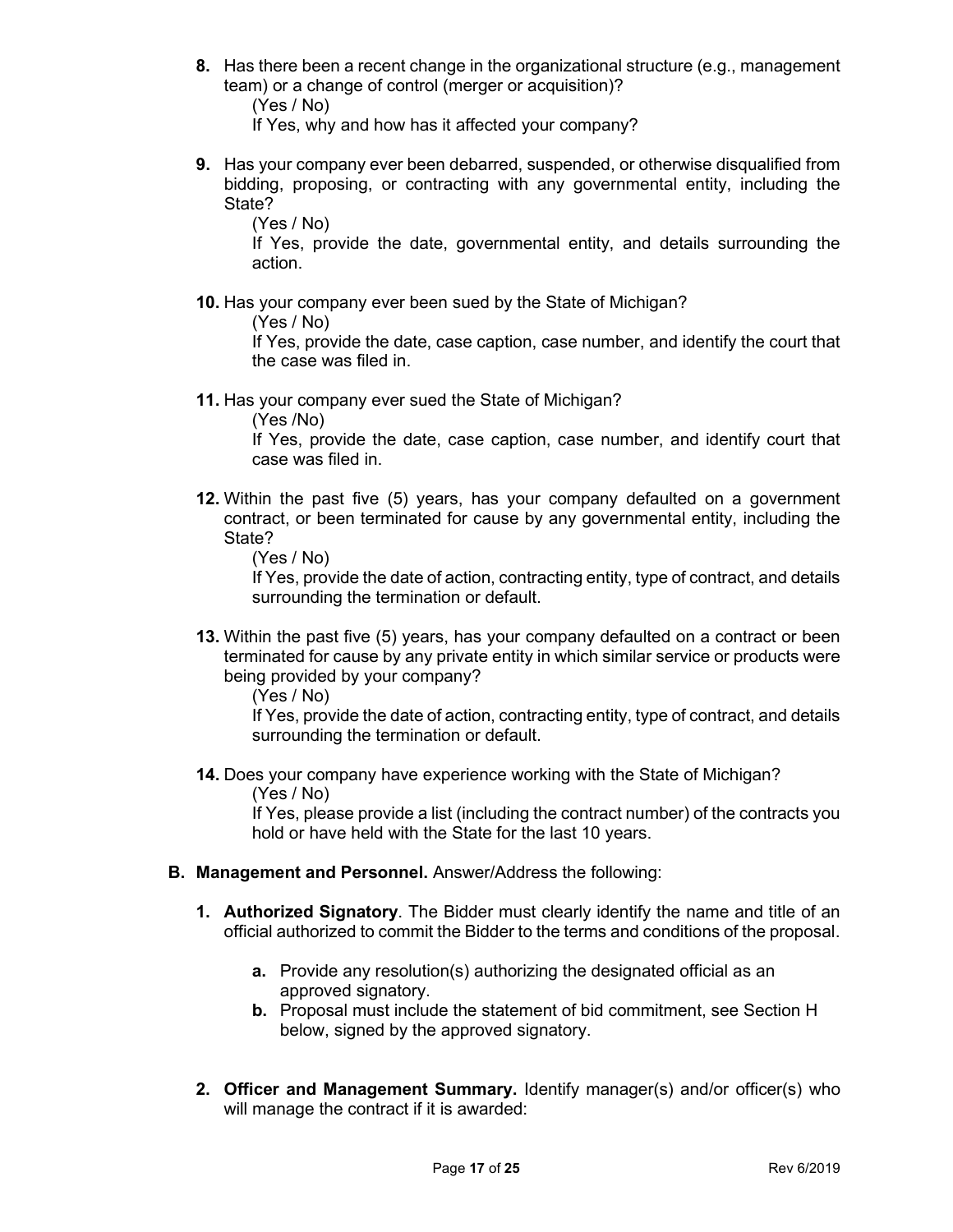8. Has there been a recent change in the organizational structure (e.g., management team) or a change of control (merger or acquisition)?

   (Yes / No)

   If Yes, why and how has it affected your company?

9. Has your company ever been debarred, suspended, or otherwise disqualified from bidding, proposing, or contracting with any governmental entity, including the State?

   (Yes / No)

   If Yes, provide the date, governmental entity, and details surrounding the action.

10. Has your company ever been sued by the State of Michigan?

    (Yes / No)

    If Yes, provide the date, case caption, case number, and identify the court that the case was filed in.

11. Has your company ever sued the State of Michigan?

    (Yes /No)

    If Yes, provide the date, case caption, case number, and identify court that case was filed in.

12. Within the past five (5) years, has your company defaulted on a government contract, or been terminated for cause by any governmental entity, including the State?

    (Yes / No)

    If Yes, provide the date of action, contracting entity, type of contract, and details surrounding the termination or default.

13. Within the past five (5) years, has your company defaulted on a contract or been terminated for cause by any private entity in which similar service or products were being provided by your company?

    (Yes / No)

    If Yes, provide the date of action, contracting entity, type of contract, and details surrounding the termination or default.

14. Does your company have experience working with the State of Michigan?

    (Yes / No)

    If Yes, please provide a list (including the contract number) of the contracts you hold or have held with the State for the last 10 years.

**B. Management and Personnel.** Answer/Address the following:

1. **Authorized Signatory**. The Bidder must clearly identify the name and title of an official authorized to commit the Bidder to the terms and conditions of the proposal.

   **a.** Provide any resolution(s) authorizing the designated official as an approved signatory.

   **b.** Proposal must include the statement of bid commitment, see Section H below, signed by the approved signatory.

2. **Officer and Management Summary.** Identify manager(s) and/or officer(s) who will manage the contract if it is awarded: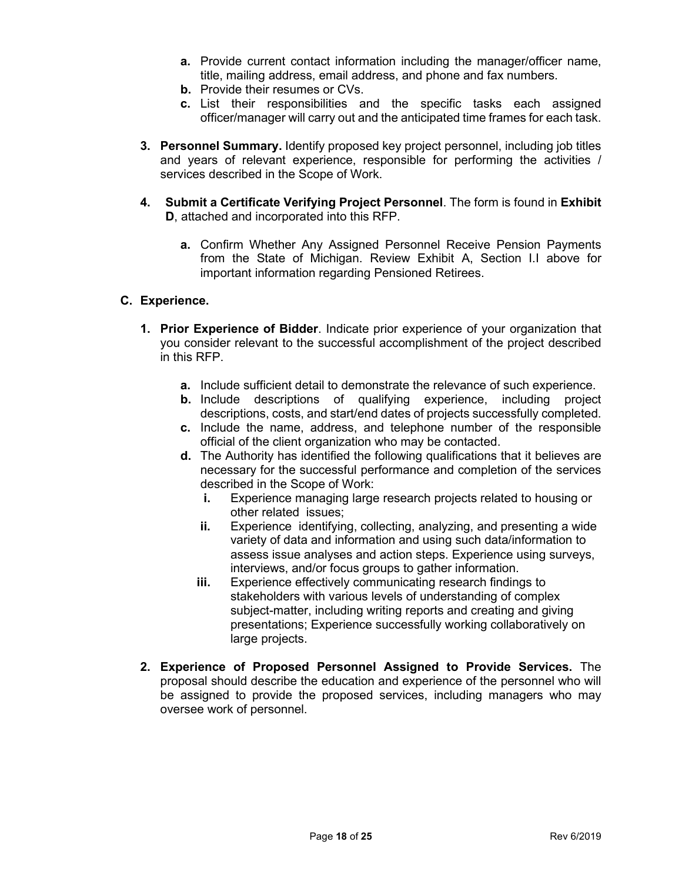- **a.** Provide current contact information including the manager/officer name, title, mailing address, email address, and phone and fax numbers.
   - **b.** Provide their resumes or CVs.
   - **c.** List their responsibilities and the specific tasks each assigned officer/manager will carry out and the anticipated time frames for each task.

3. **Personnel Summary.** Identify proposed key project personnel, including job titles and years of relevant experience, responsible for performing the activities / services described in the Scope of Work.

4. **Submit a Certificate Verifying Project Personnel**. The form is found in **Exhibit D**, attached and incorporated into this RFP.

   - **a.** Confirm Whether Any Assigned Personnel Receive Pension Payments from the State of Michigan. Review Exhibit A, Section I.I above for important information regarding Pensioned Retirees.

**C. Experience.**

1. **Prior Experience of Bidder**. Indicate prior experience of your organization that you consider relevant to the successful accomplishment of the project described in this RFP.

   - **a.** Include sufficient detail to demonstrate the relevance of such experience.
   - **b.** Include descriptions of qualifying experience, including project descriptions, costs, and start/end dates of projects successfully completed.
   - **c.** Include the name, address, and telephone number of the responsible official of the client organization who may be contacted.
   - **d.** The Authority has identified the following qualifications that it believes are necessary for the successful performance and completion of the services described in the Scope of Work:
     - **i.** Experience managing large research projects related to housing or other related issues;
     - **ii.** Experience identifying, collecting, analyzing, and presenting a wide variety of data and information and using such data/information to assess issue analyses and action steps. Experience using surveys, interviews, and/or focus groups to gather information.
     - **iii.** Experience effectively communicating research findings to stakeholders with various levels of understanding of complex subject-matter, including writing reports and creating and giving presentations; Experience successfully working collaboratively on large projects.

2. **Experience of Proposed Personnel Assigned to Provide Services.** The proposal should describe the education and experience of the personnel who will be assigned to provide the proposed services, including managers who may oversee work of personnel.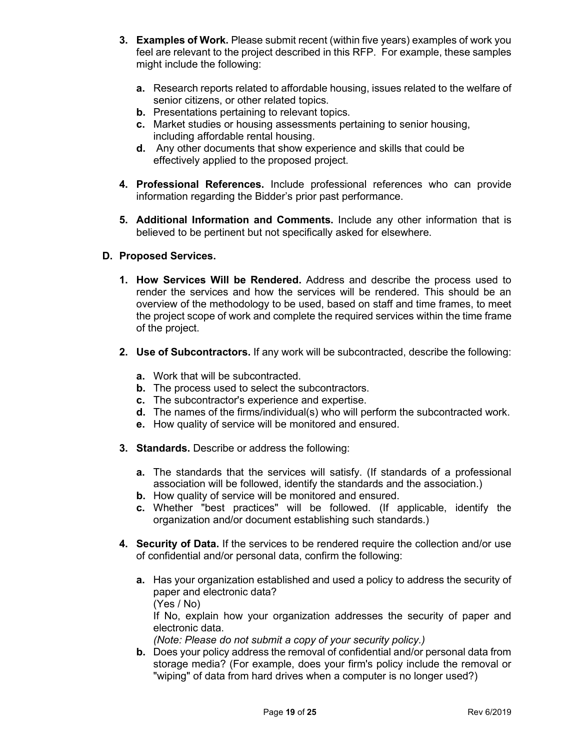3. **Examples of Work.** Please submit recent (within five years) examples of work you feel are relevant to the project described in this RFP. For example, these samples might include the following:

   a. Research reports related to affordable housing, issues related to the welfare of senior citizens, or other related topics.
   b. Presentations pertaining to relevant topics.
   c. Market studies or housing assessments pertaining to senior housing, including affordable rental housing.
   d. Any other documents that show experience and skills that could be effectively applied to the proposed project.

4. **Professional References.** Include professional references who can provide information regarding the Bidder's prior past performance.

5. **Additional Information and Comments.** Include any other information that is believed to be pertinent but not specifically asked for elsewhere.

## D. Proposed Services.

1. **How Services Will be Rendered.** Address and describe the process used to render the services and how the services will be rendered. This should be an overview of the methodology to be used, based on staff and time frames, to meet the project scope of work and complete the required services within the time frame of the project.

2. **Use of Subcontractors.** If any work will be subcontracted, describe the following:

   a. Work that will be subcontracted.
   b. The process used to select the subcontractors.
   c. The subcontractor's experience and expertise.
   d. The names of the firms/individual(s) who will perform the subcontracted work.
   e. How quality of service will be monitored and ensured.

3. **Standards.** Describe or address the following:

   a. The standards that the services will satisfy. (If standards of a professional association will be followed, identify the standards and the association.)
   b. How quality of service will be monitored and ensured.
   c. Whether "best practices" will be followed. (If applicable, identify the organization and/or document establishing such standards.)

4. **Security of Data.** If the services to be rendered require the collection and/or use of confidential and/or personal data, confirm the following:

   a. Has your organization established and used a policy to address the security of paper and electronic data?
      (Yes / No)
      If No, explain how your organization addresses the security of paper and electronic data.
      *(Note: Please do not submit a copy of your security policy.)*
   b. Does your policy address the removal of confidential and/or personal data from storage media? (For example, does your firm's policy include the removal or "wiping" of data from hard drives when a computer is no longer used?)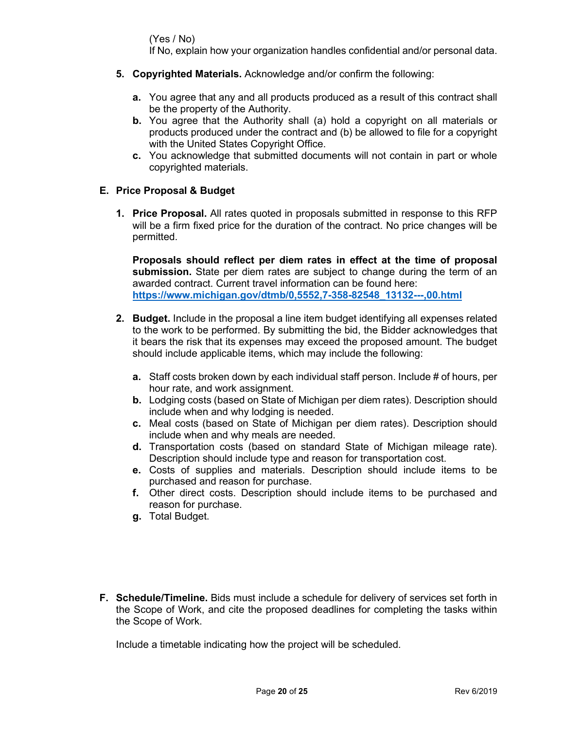(Yes / No)
If No, explain how your organization handles confidential and/or personal data.

5. **Copyrighted Materials.** Acknowledge and/or confirm the following:

   a. You agree that any and all products produced as a result of this contract shall be the property of the Authority.
   b. You agree that the Authority shall (a) hold a copyright on all materials or products produced under the contract and (b) be allowed to file for a copyright with the United States Copyright Office.
   c. You acknowledge that submitted documents will not contain in part or whole copyrighted materials.

## E. Price Proposal & Budget

1. **Price Proposal.** All rates quoted in proposals submitted in response to this RFP will be a firm fixed price for the duration of the contract. No price changes will be permitted.

   **Proposals should reflect per diem rates in effect at the time of proposal submission.** State per diem rates are subject to change during the term of an awarded contract. Current travel information can be found here: **https://www.michigan.gov/dtmb/0,5552,7-358-82548_13132---,00.html**

2. **Budget.** Include in the proposal a line item budget identifying all expenses related to the work to be performed. By submitting the bid, the Bidder acknowledges that it bears the risk that its expenses may exceed the proposed amount. The budget should include applicable items, which may include the following:

   a. Staff costs broken down by each individual staff person. Include # of hours, per hour rate, and work assignment.
   b. Lodging costs (based on State of Michigan per diem rates). Description should include when and why lodging is needed.
   c. Meal costs (based on State of Michigan per diem rates). Description should include when and why meals are needed.
   d. Transportation costs (based on standard State of Michigan mileage rate). Description should include type and reason for transportation cost.
   e. Costs of supplies and materials. Description should include items to be purchased and reason for purchase.
   f. Other direct costs. Description should include items to be purchased and reason for purchase.
   g. Total Budget.

## F. Schedule/Timeline.

**Schedule/Timeline.** Bids must include a schedule for delivery of services set forth in the Scope of Work, and cite the proposed deadlines for completing the tasks within the Scope of Work.

Include a timetable indicating how the project will be scheduled.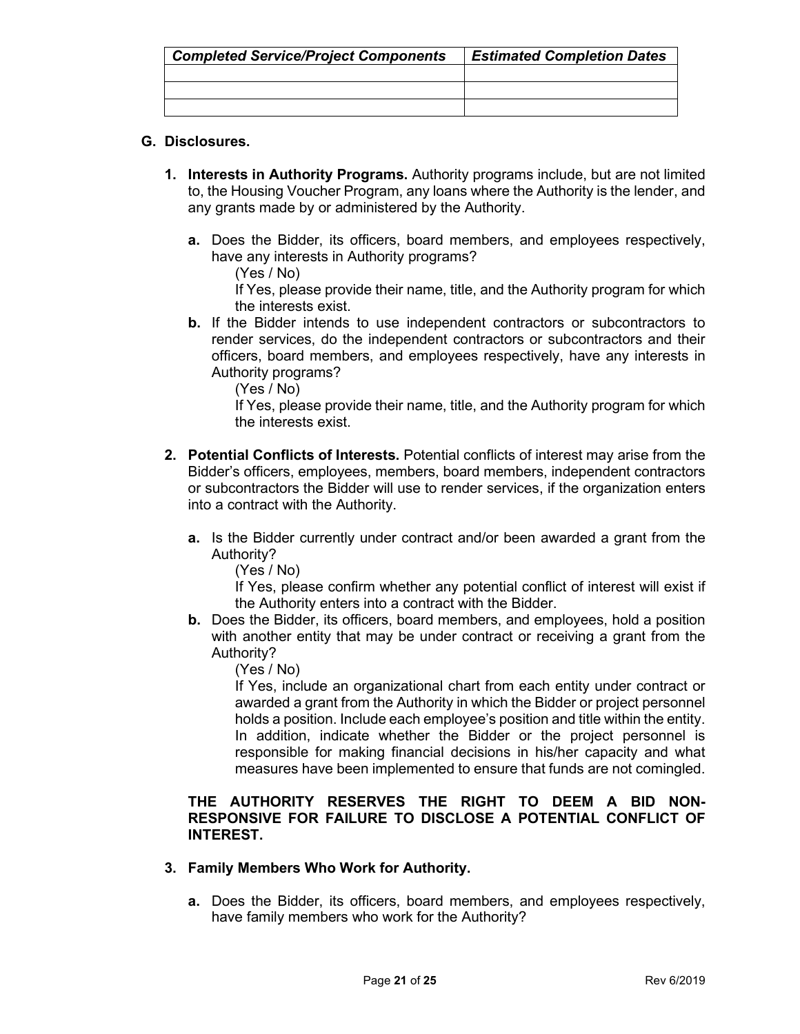| *Completed Service/Project Components* | *Estimated Completion Dates* |
|---|---|
| | |
| | |
| | |

**G. Disclosures.**

1. **Interests in Authority Programs.** Authority programs include, but are not limited to, the Housing Voucher Program, any loans where the Authority is the lender, and any grants made by or administered by the Authority.

   a. Does the Bidder, its officers, board members, and employees respectively, have any interests in Authority programs?

      (Yes / No)

      If Yes, please provide their name, title, and the Authority program for which the interests exist.

   b. If the Bidder intends to use independent contractors or subcontractors to render services, do the independent contractors or subcontractors and their officers, board members, and employees respectively, have any interests in Authority programs?

      (Yes / No)

      If Yes, please provide their name, title, and the Authority program for which the interests exist.

2. **Potential Conflicts of Interests.** Potential conflicts of interest may arise from the Bidder's officers, employees, members, board members, independent contractors or subcontractors the Bidder will use to render services, if the organization enters into a contract with the Authority.

   a. Is the Bidder currently under contract and/or been awarded a grant from the Authority?

      (Yes / No)

      If Yes, please confirm whether any potential conflict of interest will exist if the Authority enters into a contract with the Bidder.

   b. Does the Bidder, its officers, board members, and employees, hold a position with another entity that may be under contract or receiving a grant from the Authority?

      (Yes / No)

      If Yes, include an organizational chart from each entity under contract or awarded a grant from the Authority in which the Bidder or project personnel holds a position. Include each employee's position and title within the entity. In addition, indicate whether the Bidder or the project personnel is responsible for making financial decisions in his/her capacity and what measures have been implemented to ensure that funds are not comingled.

   **THE AUTHORITY RESERVES THE RIGHT TO DEEM A BID NON-RESPONSIVE FOR FAILURE TO DISCLOSE A POTENTIAL CONFLICT OF INTEREST.**

3. **Family Members Who Work for Authority.**

   a. Does the Bidder, its officers, board members, and employees respectively, have family members who work for the Authority?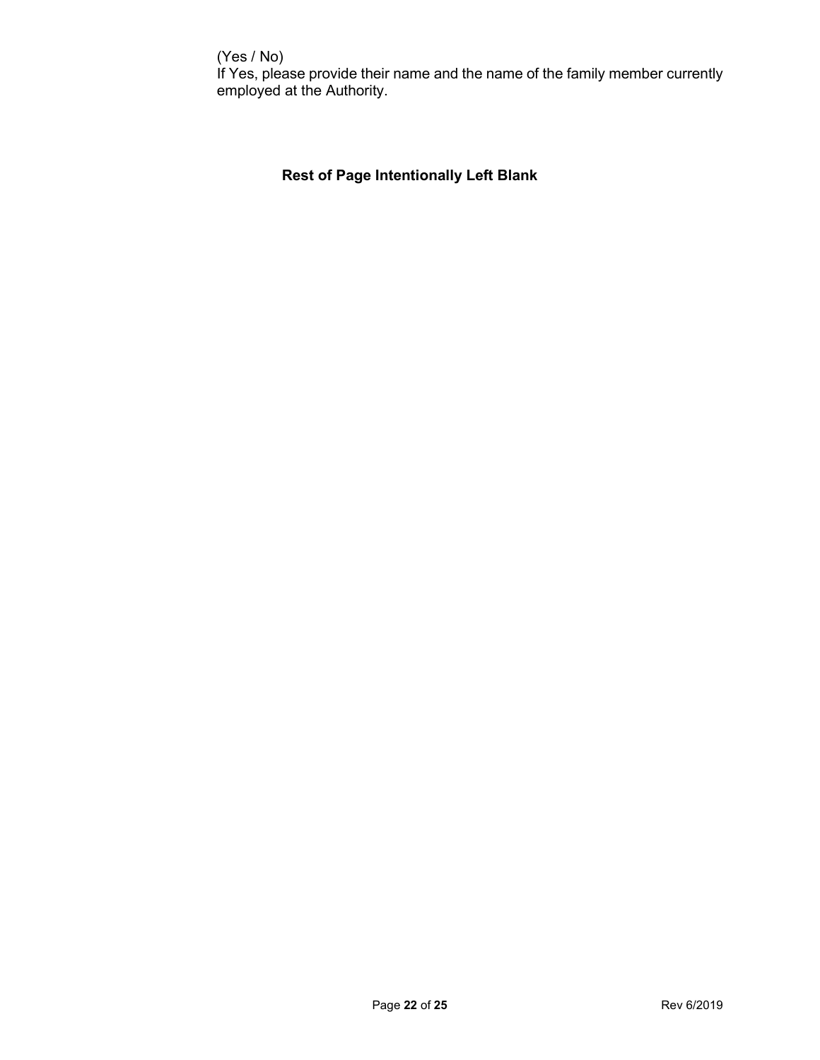(Yes / No)
If Yes, please provide their name and the name of the family member currently employed at the Authority.

**Rest of Page Intentionally Left Blank**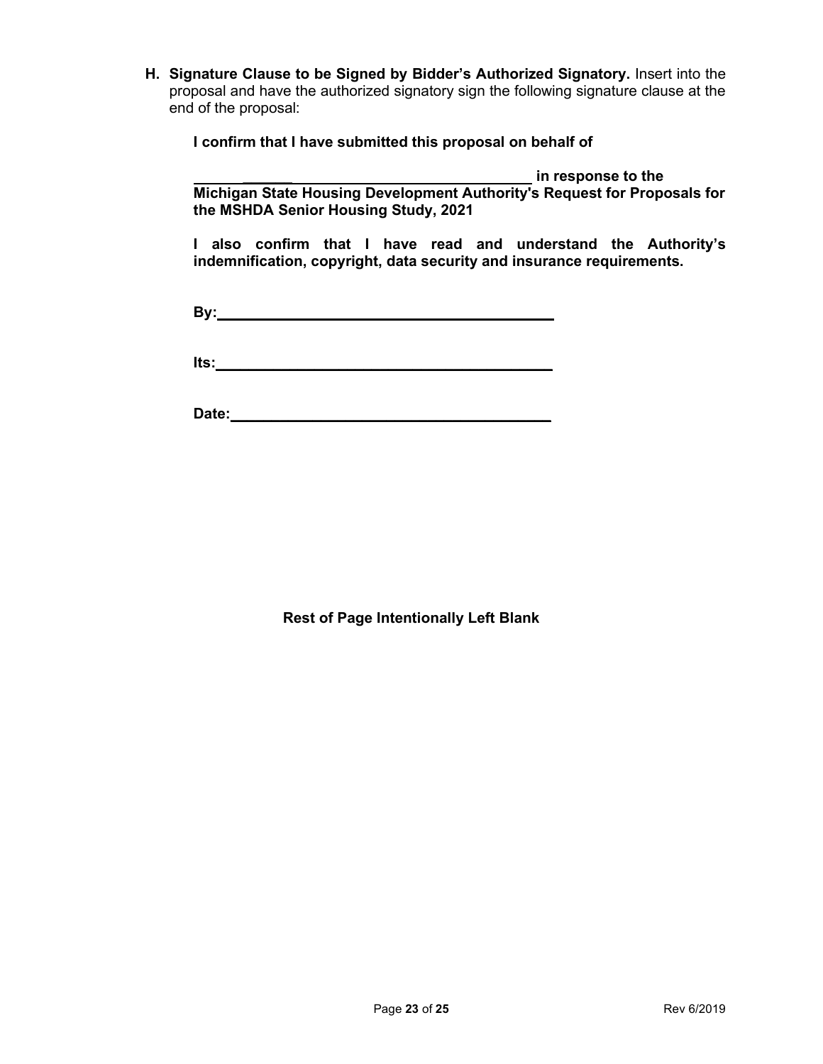**H. Signature Clause to be Signed by Bidder's Authorized Signatory.** Insert into the proposal and have the authorized signatory sign the following signature clause at the end of the proposal:

**I confirm that I have submitted this proposal on behalf of**

**______________________________________________ in response to the Michigan State Housing Development Authority's Request for Proposals for the MSHDA Senior Housing Study, 2021**

**I also confirm that I have read and understand the Authority's indemnification, copyright, data security and insurance requirements.**

**By:_________________________________________**

**Its:_________________________________________**

**Date:_______________________________________**

**Rest of Page Intentionally Left Blank**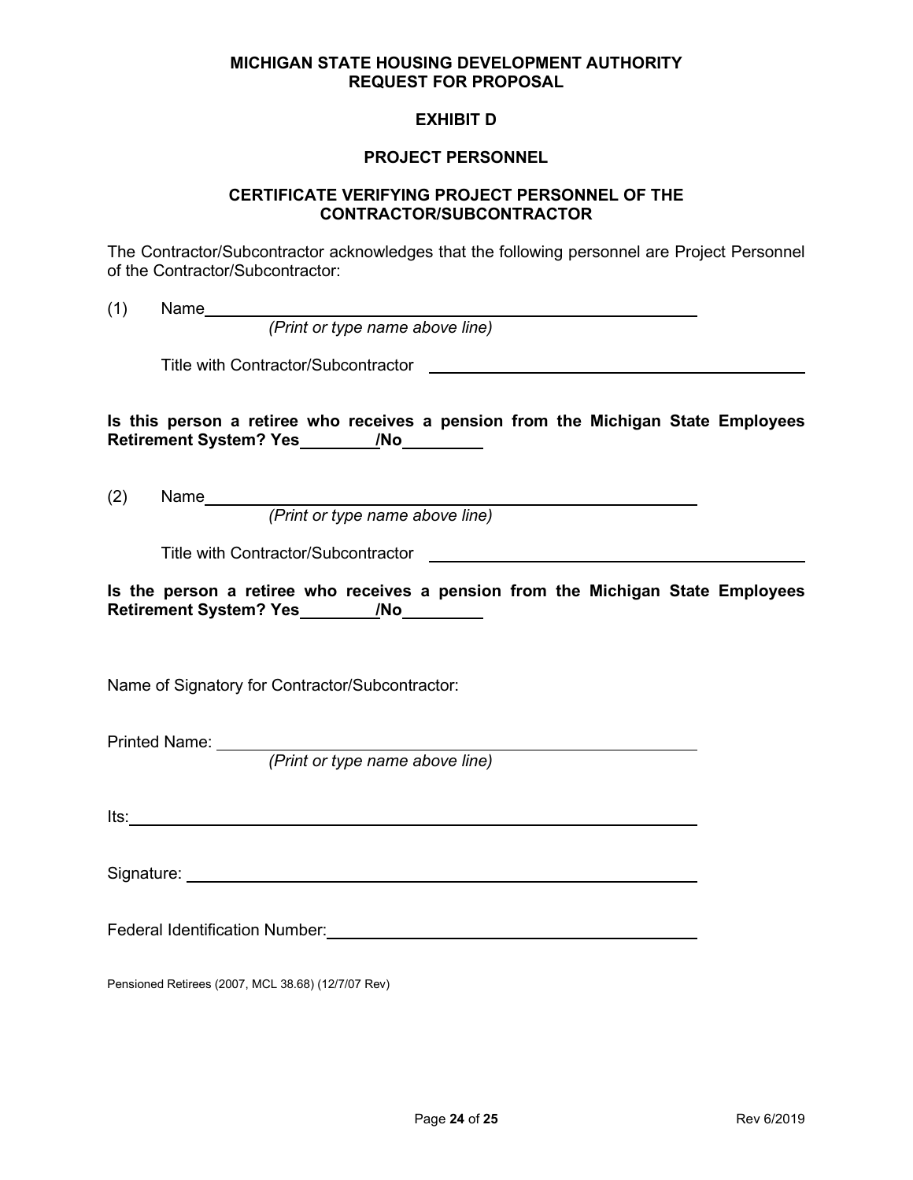**MICHIGAN STATE HOUSING DEVELOPMENT AUTHORITY**
**REQUEST FOR PROPOSAL**

# EXHIBIT D

## PROJECT PERSONNEL

### CERTIFICATE VERIFYING PROJECT PERSONNEL OF THE CONTRACTOR/SUBCONTRACTOR

The Contractor/Subcontractor acknowledges that the following personnel are Project Personnel of the Contractor/Subcontractor:

(1) Name\_\_\_\_\_\_\_\_\_\_\_\_\_\_\_\_\_\_\_\_\_\_\_\_\_\_\_\_\_\_\_\_\_\_\_\_\_\_\_\_\_\_\_\_\_\_\_\_

*(Print or type name above line)*

Title with Contractor/Subcontractor \_\_\_\_\_\_\_\_\_\_\_\_\_\_\_\_\_\_\_\_\_\_\_\_\_\_\_\_\_\_\_\_\_\_\_\_\_

**Is this person a retiree who receives a pension from the Michigan State Employees Retirement System? Yes\_\_\_\_\_\_\_\_/No\_\_\_\_\_\_\_\_**

(2) Name\_\_\_\_\_\_\_\_\_\_\_\_\_\_\_\_\_\_\_\_\_\_\_\_\_\_\_\_\_\_\_\_\_\_\_\_\_\_\_\_\_\_\_\_\_\_\_\_

*(Print or type name above line)*

Title with Contractor/Subcontractor \_\_\_\_\_\_\_\_\_\_\_\_\_\_\_\_\_\_\_\_\_\_\_\_\_\_\_\_\_\_\_\_\_\_\_\_\_

**Is the person a retiree who receives a pension from the Michigan State Employees Retirement System? Yes\_\_\_\_\_\_\_\_/No\_\_\_\_\_\_\_\_**

Name of Signatory for Contractor/Subcontractor:

Printed Name: \_\_\_\_\_\_\_\_\_\_\_\_\_\_\_\_\_\_\_\_\_\_\_\_\_\_\_\_\_\_\_\_\_\_\_\_\_\_\_\_\_\_\_\_\_\_

*(Print or type name above line)*

Its:\_\_\_\_\_\_\_\_\_\_\_\_\_\_\_\_\_\_\_\_\_\_\_\_\_\_\_\_\_\_\_\_\_\_\_\_\_\_\_\_\_\_\_\_\_\_\_\_\_\_\_\_\_\_

Signature: \_\_\_\_\_\_\_\_\_\_\_\_\_\_\_\_\_\_\_\_\_\_\_\_\_\_\_\_\_\_\_\_\_\_\_\_\_\_\_\_\_\_\_\_\_\_\_\_\_

Federal Identification Number:\_\_\_\_\_\_\_\_\_\_\_\_\_\_\_\_\_\_\_\_\_\_\_\_\_\_\_\_\_\_\_\_\_\_

Pensioned Retirees (2007, MCL 38.68) (12/7/07 Rev)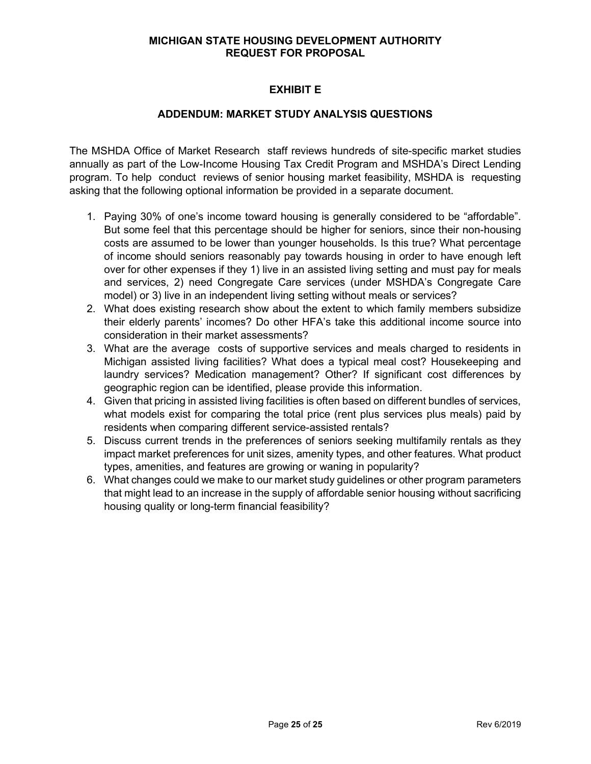**MICHIGAN STATE HOUSING DEVELOPMENT AUTHORITY**
**REQUEST FOR PROPOSAL**

# EXHIBIT E

## ADDENDUM: MARKET STUDY ANALYSIS QUESTIONS

The MSHDA Office of Market Research staff reviews hundreds of site-specific market studies annually as part of the Low-Income Housing Tax Credit Program and MSHDA's Direct Lending program. To help conduct reviews of senior housing market feasibility, MSHDA is requesting asking that the following optional information be provided in a separate document.

1. Paying 30% of one's income toward housing is generally considered to be "affordable". But some feel that this percentage should be higher for seniors, since their non-housing costs are assumed to be lower than younger households. Is this true? What percentage of income should seniors reasonably pay towards housing in order to have enough left over for other expenses if they 1) live in an assisted living setting and must pay for meals and services, 2) need Congregate Care services (under MSHDA's Congregate Care model) or 3) live in an independent living setting without meals or services?
2. What does existing research show about the extent to which family members subsidize their elderly parents' incomes? Do other HFA's take this additional income source into consideration in their market assessments?
3. What are the average costs of supportive services and meals charged to residents in Michigan assisted living facilities? What does a typical meal cost? Housekeeping and laundry services? Medication management? Other? If significant cost differences by geographic region can be identified, please provide this information.
4. Given that pricing in assisted living facilities is often based on different bundles of services, what models exist for comparing the total price (rent plus services plus meals) paid by residents when comparing different service-assisted rentals?
5. Discuss current trends in the preferences of seniors seeking multifamily rentals as they impact market preferences for unit sizes, amenity types, and other features. What product types, amenities, and features are growing or waning in popularity?
6. What changes could we make to our market study guidelines or other program parameters that might lead to an increase in the supply of affordable senior housing without sacrificing housing quality or long-term financial feasibility?